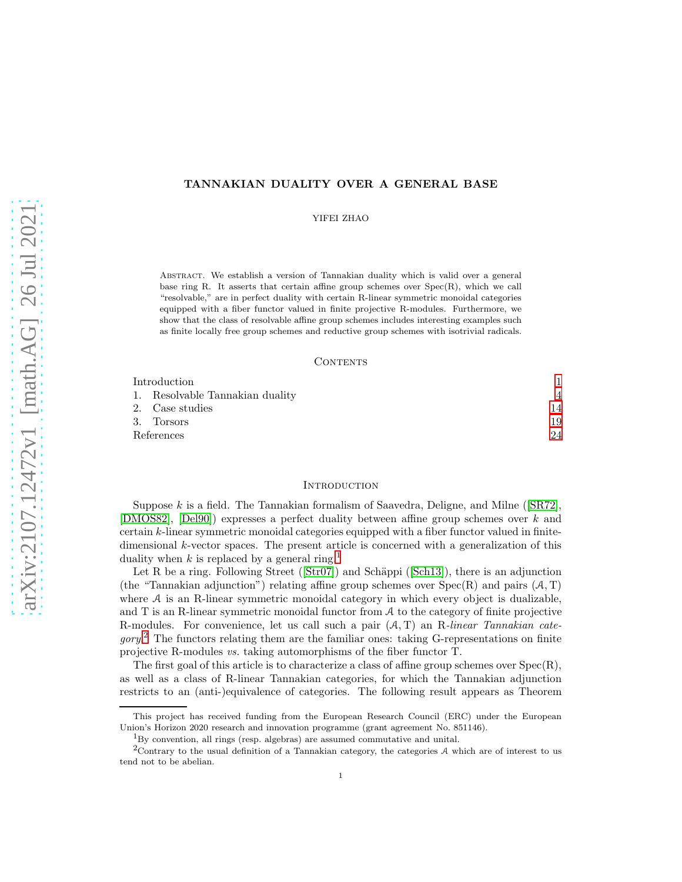# TANNAKIAN DUALITY OVER A GENERAL BASE

YIFEI ZHAO

Abstract. We establish a version of Tannakian duality which is valid over a general base ring R. It asserts that certain affine group schemes over Spec(R), which we call "resolvable," are in perfect duality with certain R-linear symmetric monoidal categories equipped with a fiber functor valued in finite projective R-modules. Furthermore, we show that the class of resolvable affine group schemes includes interesting examples such as finite locally free group schemes and reductive group schemes with isotrivial radicals.

## Contents

| | |
|---|---|
| Introduction | 1 |
| 1. Resolvable Tannakian duality | 4 |
| 2. Case studies | 14 |
| 3. Torsors | 19 |
| References | 24 |

## Introduction

Suppose $k$ is a field. The Tannakian formalism of Saavedra, Deligne, and Milne ([SR72], [DMOS82], [Del90]) expresses a perfect duality between affine group schemes over $k$ and certain $k$-linear symmetric monoidal categories equipped with a fiber functor valued in finite-dimensional $k$-vector spaces. The present article is concerned with a generalization of this duality when $k$ is replaced by a general ring.[1]

Let R be a ring. Following Street ([Str07]) and Schäppi ([Sch13]), there is an adjunction (the "Tannakian adjunction") relating affine group schemes over Spec(R) and pairs $(\mathcal{A}, \mathrm{T})$ where $\mathcal{A}$ is an R-linear symmetric monoidal category in which every object is dualizable, and T is an R-linear symmetric monoidal functor from $\mathcal{A}$ to the category of finite projective R-modules. For convenience, let us call such a pair $(\mathcal{A}, \mathrm{T})$ an R*-linear Tannakian category*.[2] The functors relating them are the familiar ones: taking G-representations on finite projective R-modules *vs.* taking automorphisms of the fiber functor T.

The first goal of this article is to characterize a class of affine group schemes over Spec(R), as well as a class of R-linear Tannakian categories, for which the Tannakian adjunction restricts to an (anti-)equivalence of categories. The following result appears as Theorem

This project has received funding from the European Research Council (ERC) under the European Union's Horizon 2020 research and innovation programme (grant agreement No. 851146).

[1] By convention, all rings (resp. algebras) are assumed commutative and unital.

[2] Contrary to the usual definition of a Tannakian category, the categories $\mathcal{A}$ which are of interest to us tend not to be abelian.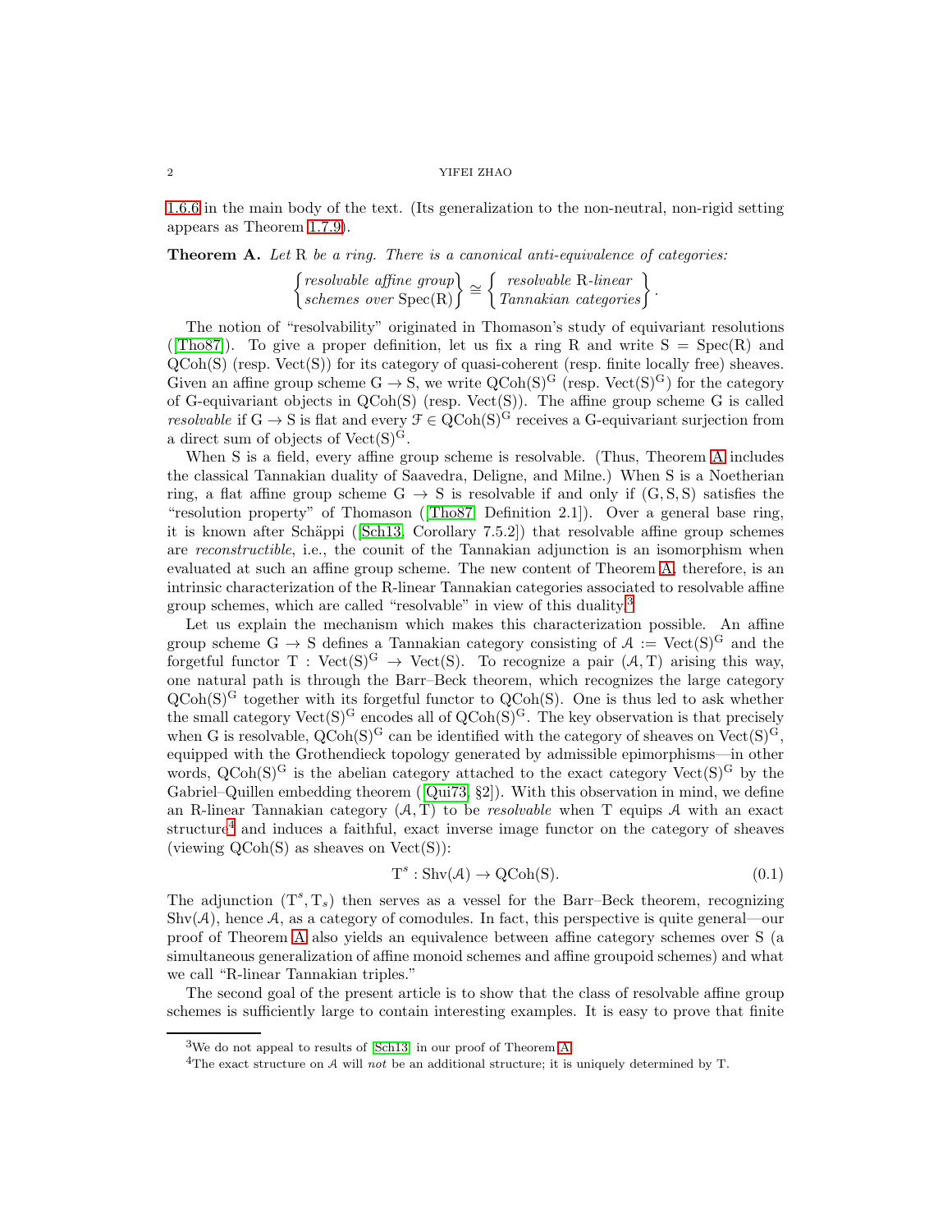1.6.6 in the main body of the text. (Its generalization to the non-neutral, non-rigid setting appears as Theorem 1.7.9).

**Theorem A.** *Let* R *be a ring. There is a canonical anti-equivalence of categories:*

$$\begin{Bmatrix} \textit{resolvable affine group} \\ \textit{schemes over } \mathrm{Spec(R)} \end{Bmatrix} \cong \begin{Bmatrix} \textit{resolvable } \mathrm{R}\textit{-linear} \\ \textit{Tannakian categories} \end{Bmatrix}.$$

The notion of "resolvability" originated in Thomason's study of equivariant resolutions ([Tho87]). To give a proper definition, let us fix a ring R and write $\mathrm{S} = \mathrm{Spec(R)}$ and $\mathrm{QCoh(S)}$ (resp. $\mathrm{Vect(S)}$) for its category of quasi-coherent (resp. finite locally free) sheaves. Given an affine group scheme $\mathrm{G} \to \mathrm{S}$, we write $\mathrm{QCoh(S)^G}$ (resp. $\mathrm{Vect(S)^G}$) for the category of G-equivariant objects in $\mathrm{QCoh(S)}$ (resp. $\mathrm{Vect(S)}$). The affine group scheme G is called *resolvable* if $\mathrm{G} \to \mathrm{S}$ is flat and every $\mathcal{F} \in \mathrm{QCoh(S)^G}$ receives a G-equivariant surjection from a direct sum of objects of $\mathrm{Vect(S)^G}$.

When S is a field, every affine group scheme is resolvable. (Thus, Theorem A includes the classical Tannakian duality of Saavedra, Deligne, and Milne.) When S is a Noetherian ring, a flat affine group scheme $\mathrm{G} \to \mathrm{S}$ is resolvable if and only if $(\mathrm{G}, \mathrm{S}, \mathrm{S})$ satisfies the "resolution property" of Thomason ([Tho87, Definition 2.1]). Over a general base ring, it is known after Schäppi ([Sch13, Corollary 7.5.2]) that resolvable affine group schemes are *reconstructible*, i.e., the counit of the Tannakian adjunction is an isomorphism when evaluated at such an affine group scheme. The new content of Theorem A, therefore, is an intrinsic characterization of the R-linear Tannakian categories associated to resolvable affine group schemes, which are called "resolvable" in view of this duality.[3]

Let us explain the mechanism which makes this characterization possible. An affine group scheme $\mathrm{G} \to \mathrm{S}$ defines a Tannakian category consisting of $\mathcal{A} := \mathrm{Vect(S)^G}$ and the forgetful functor $\mathrm{T} : \mathrm{Vect(S)^G} \to \mathrm{Vect(S)}$. To recognize a pair $(\mathcal{A}, \mathrm{T})$ arising this way, one natural path is through the Barr–Beck theorem, which recognizes the large category $\mathrm{QCoh(S)^G}$ together with its forgetful functor to $\mathrm{QCoh(S)}$. One is thus led to ask whether the small category $\mathrm{Vect(S)^G}$ encodes all of $\mathrm{QCoh(S)^G}$. The key observation is that precisely when G is resolvable, $\mathrm{QCoh(S)^G}$ can be identified with the category of sheaves on $\mathrm{Vect(S)^G}$, equipped with the Grothendieck topology generated by admissible epimorphisms—in other words, $\mathrm{QCoh(S)^G}$ is the abelian category attached to the exact category $\mathrm{Vect(S)^G}$ by the Gabriel–Quillen embedding theorem ([Qui73, §2]). With this observation in mind, we define an R-linear Tannakian category $(\mathcal{A}, \mathrm{T})$ to be *resolvable* when T equips $\mathcal{A}$ with an exact structure[4] and induces a faithful, exact inverse image functor on the category of sheaves (viewing $\mathrm{QCoh(S)}$ as sheaves on $\mathrm{Vect(S)}$):

$$\mathrm{T}^s : \mathrm{Shv}(\mathcal{A}) \to \mathrm{QCoh(S)}. \tag{0.1}$$

The adjunction $(\mathrm{T}^s, \mathrm{T}_s)$ then serves as a vessel for the Barr–Beck theorem, recognizing $\mathrm{Shv}(\mathcal{A})$, hence $\mathcal{A}$, as a category of comodules. In fact, this perspective is quite general—our proof of Theorem A also yields an equivalence between affine category schemes over S (a simultaneous generalization of affine monoid schemes and affine groupoid schemes) and what we call "R-linear Tannakian triples."

The second goal of the present article is to show that the class of resolvable affine group schemes is sufficiently large to contain interesting examples. It is easy to prove that finite

[3] We do not appeal to results of [Sch13] in our proof of Theorem A.

[4] The exact structure on $\mathcal{A}$ will *not* be an additional structure; it is uniquely determined by T.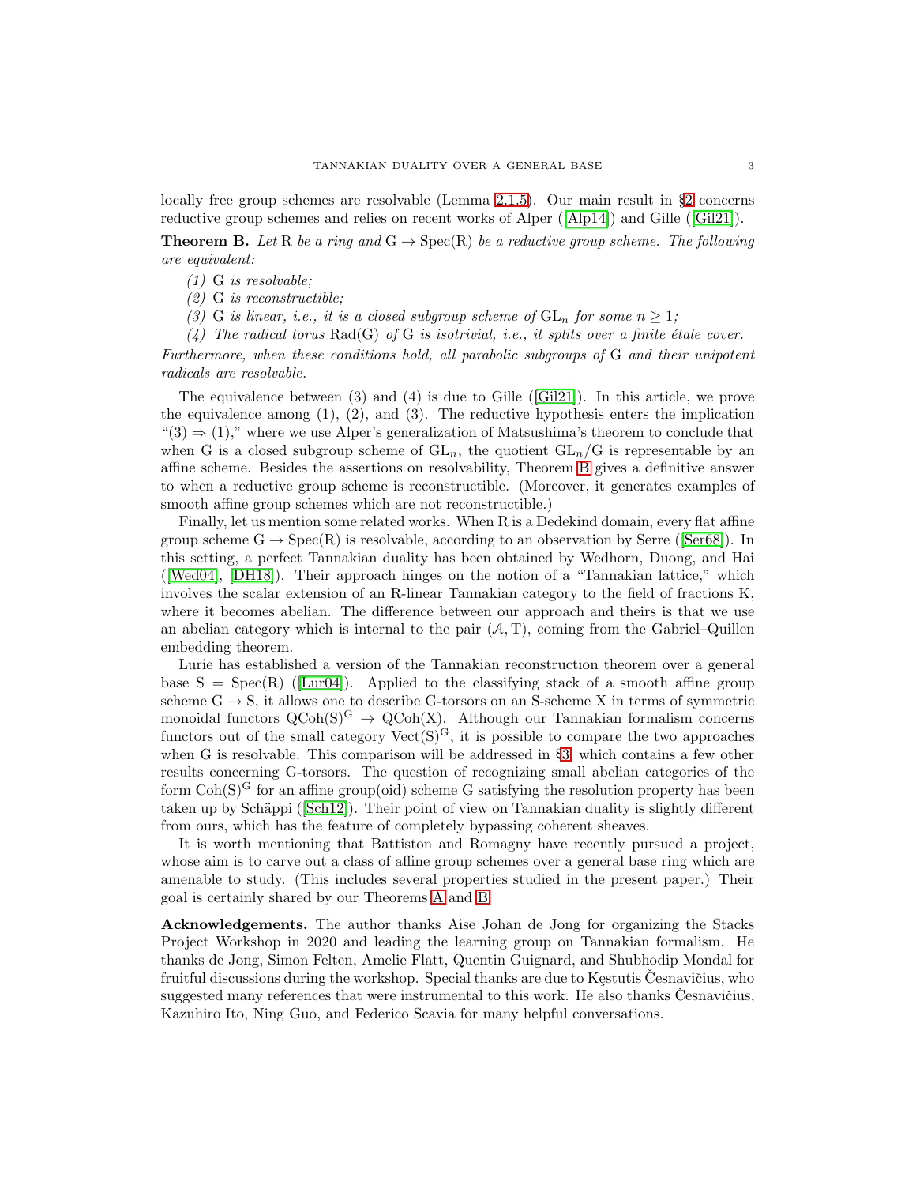locally free group schemes are resolvable (Lemma 2.1.5). Our main result in §2 concerns reductive group schemes and relies on recent works of Alper ([Alp14]) and Gille ([Gil21]).

**Theorem B.** *Let* $\mathrm{R}$ *be a ring and* $\mathrm{G} \to \mathrm{Spec}(\mathrm{R})$ *be a reductive group scheme. The following are equivalent:*

*(1)* $\mathrm{G}$ *is resolvable;*

*(2)* $\mathrm{G}$ *is reconstructible;*

*(3)* $\mathrm{G}$ *is linear, i.e., it is a closed subgroup scheme of* $\mathrm{GL}_n$ *for some* $n \geq 1$*;*

*(4) The radical torus* $\mathrm{Rad}(\mathrm{G})$ *of* $\mathrm{G}$ *is isotrivial, i.e., it splits over a finite étale cover.*

*Furthermore, when these conditions hold, all parabolic subgroups of* $\mathrm{G}$ *and their unipotent radicals are resolvable.*

The equivalence between (3) and (4) is due to Gille ([Gil21]). In this article, we prove the equivalence among (1), (2), and (3). The reductive hypothesis enters the implication "(3) ⇒ (1)," where we use Alper's generalization of Matsushima's theorem to conclude that when $\mathrm{G}$ is a closed subgroup scheme of $\mathrm{GL}_n$, the quotient $\mathrm{GL}_n/\mathrm{G}$ is representable by an affine scheme. Besides the assertions on resolvability, Theorem B gives a definitive answer to when a reductive group scheme is reconstructible. (Moreover, it generates examples of smooth affine group schemes which are not reconstructible.)

Finally, let us mention some related works. When $\mathrm{R}$ is a Dedekind domain, every flat affine group scheme $\mathrm{G} \to \mathrm{Spec}(\mathrm{R})$ is resolvable, according to an observation by Serre ([Ser68]). In this setting, a perfect Tannakian duality has been obtained by Wedhorn, Duong, and Hai ([Wed04], [DH18]). Their approach hinges on the notion of a "Tannakian lattice," which involves the scalar extension of an R-linear Tannakian category to the field of fractions K, where it becomes abelian. The difference between our approach and theirs is that we use an abelian category which is internal to the pair $(\mathcal{A}, \mathrm{T})$, coming from the Gabriel–Quillen embedding theorem.

Lurie has established a version of the Tannakian reconstruction theorem over a general base $\mathrm{S} = \mathrm{Spec}(\mathrm{R})$ ([Lur04]). Applied to the classifying stack of a smooth affine group scheme $\mathrm{G} \to \mathrm{S}$, it allows one to describe G-torsors on an S-scheme X in terms of symmetric monoidal functors $\mathrm{QCoh}(\mathrm{S})^{\mathrm{G}} \to \mathrm{QCoh}(\mathrm{X})$. Although our Tannakian formalism concerns functors out of the small category $\mathrm{Vect}(\mathrm{S})^{\mathrm{G}}$, it is possible to compare the two approaches when G is resolvable. This comparison will be addressed in §3, which contains a few other results concerning G-torsors. The question of recognizing small abelian categories of the form $\mathrm{Coh}(\mathrm{S})^{\mathrm{G}}$ for an affine group(oid) scheme G satisfying the resolution property has been taken up by Schäppi ([Sch12]). Their point of view on Tannakian duality is slightly different from ours, which has the feature of completely bypassing coherent sheaves.

It is worth mentioning that Battiston and Romagny have recently pursued a project, whose aim is to carve out a class of affine group schemes over a general base ring which are amenable to study. (This includes several properties studied in the present paper.) Their goal is certainly shared by our Theorems A and B.

**Acknowledgements.** The author thanks Aise Johan de Jong for organizing the Stacks Project Workshop in 2020 and leading the learning group on Tannakian formalism. He thanks de Jong, Simon Felten, Amelie Flatt, Quentin Guignard, and Shubhodip Mondal for fruitful discussions during the workshop. Special thanks are due to Kęstutis Česnavičius, who suggested many references that were instrumental to this work. He also thanks Česnavičius, Kazuhiro Ito, Ning Guo, and Federico Scavia for many helpful conversations.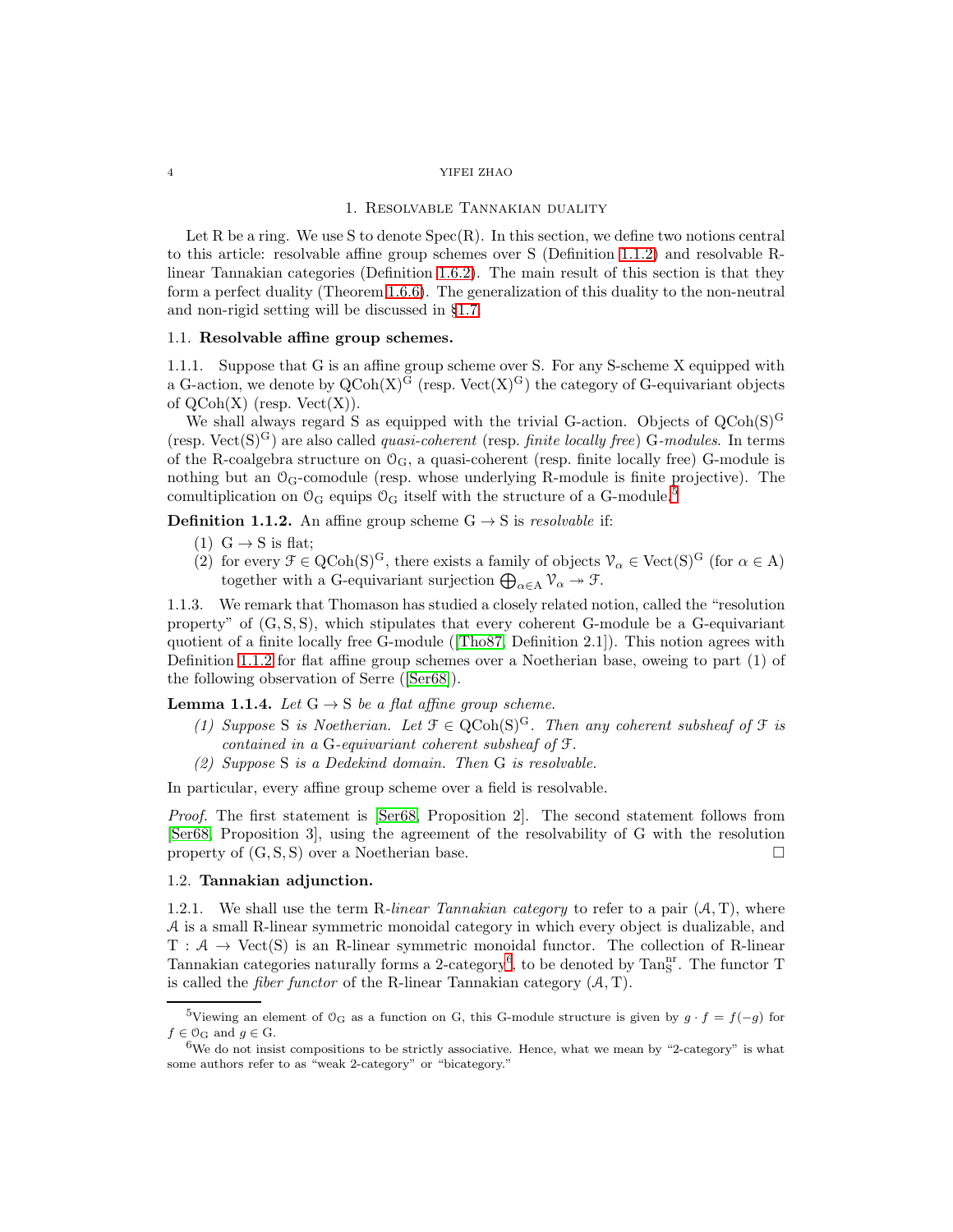# 1. Resolvable Tannakian duality

Let R be a ring. We use S to denote Spec(R). In this section, we define two notions central to this article: resolvable affine group schemes over S (Definition 1.1.2) and resolvable R-linear Tannakian categories (Definition 1.6.2). The main result of this section is that they form a perfect duality (Theorem 1.6.6). The generalization of this duality to the non-neutral and non-rigid setting will be discussed in §1.7.

## 1.1. **Resolvable affine group schemes.**

1.1.1. Suppose that G is an affine group scheme over S. For any S-scheme X equipped with a G-action, we denote by $\mathrm{QCoh}(\mathrm{X})^{\mathrm{G}}$ (resp. $\mathrm{Vect}(\mathrm{X})^{\mathrm{G}}$) the category of G-equivariant objects of QCoh(X) (resp. Vect(X)).

We shall always regard S as equipped with the trivial G-action. Objects of $\mathrm{QCoh}(\mathrm{S})^{\mathrm{G}}$ (resp. $\mathrm{Vect}(\mathrm{S})^{\mathrm{G}}$) are also called *quasi-coherent* (resp. *finite locally free*) G*-modules*. In terms of the R-coalgebra structure on $\mathcal{O}_{\mathrm{G}}$, a quasi-coherent (resp. finite locally free) G-module is nothing but an $\mathcal{O}_{\mathrm{G}}$-comodule (resp. whose underlying R-module is finite projective). The comultiplication on $\mathcal{O}_{\mathrm{G}}$ equips $\mathcal{O}_{\mathrm{G}}$ itself with the structure of a G-module.[5]

**Definition 1.1.2.** An affine group scheme $\mathrm{G} \to \mathrm{S}$ is *resolvable* if:

1. $\mathrm{G} \to \mathrm{S}$ is flat;
2. for every $\mathcal{F} \in \mathrm{QCoh}(\mathrm{S})^{\mathrm{G}}$, there exists a family of objects $\mathcal{V}_\alpha \in \mathrm{Vect}(\mathrm{S})^{\mathrm{G}}$ (for $\alpha \in \mathrm{A}$) together with a G-equivariant surjection $\bigoplus_{\alpha \in \mathrm{A}} \mathcal{V}_\alpha \twoheadrightarrow \mathcal{F}$.

1.1.3. We remark that Thomason has studied a closely related notion, called the "resolution property" of (G, S, S), which stipulates that every coherent G-module be a G-equivariant quotient of a finite locally free G-module ([Tho87, Definition 2.1]). This notion agrees with Definition 1.1.2 for flat affine group schemes over a Noetherian base, oweing to part (1) of the following observation of Serre ([Ser68]).

**Lemma 1.1.4.** *Let* $\mathrm{G} \to \mathrm{S}$ *be a flat affine group scheme.*

1. *Suppose* S *is Noetherian. Let* $\mathcal{F} \in \mathrm{QCoh}(\mathrm{S})^{\mathrm{G}}$*. Then any coherent subsheaf of* $\mathcal{F}$ *is contained in a* G*-equivariant coherent subsheaf of* $\mathcal{F}$*.*
2. *Suppose* S *is a Dedekind domain. Then* G *is resolvable.*

In particular, every affine group scheme over a field is resolvable.

*Proof.* The first statement is [Ser68, Proposition 2]. The second statement follows from [Ser68, Proposition 3], using the agreement of the resolvability of G with the resolution property of (G, S, S) over a Noetherian base. □

## 1.2. **Tannakian adjunction.**

1.2.1. We shall use the term R*-linear Tannakian category* to refer to a pair $(\mathcal{A}, \mathrm{T})$, where $\mathcal{A}$ is a small R-linear symmetric monoidal category in which every object is dualizable, and $\mathrm{T} : \mathcal{A} \to \mathrm{Vect}(\mathrm{S})$ is an R-linear symmetric monoidal functor. The collection of R-linear Tannakian categories naturally forms a 2-category[6], to be denoted by $\mathrm{Tan}_{\mathrm{S}}^{\mathrm{nr}}$. The functor T is called the *fiber functor* of the R-linear Tannakian category $(\mathcal{A}, \mathrm{T})$.

---

[5] Viewing an element of $\mathcal{O}_{\mathrm{G}}$ as a function on G, this G-module structure is given by $g \cdot f = f(-g)$ for $f \in \mathcal{O}_{\mathrm{G}}$ and $g \in \mathrm{G}$.

[6] We do not insist compositions to be strictly associative. Hence, what we mean by "2-category" is what some authors refer to as "weak 2-category" or "bicategory."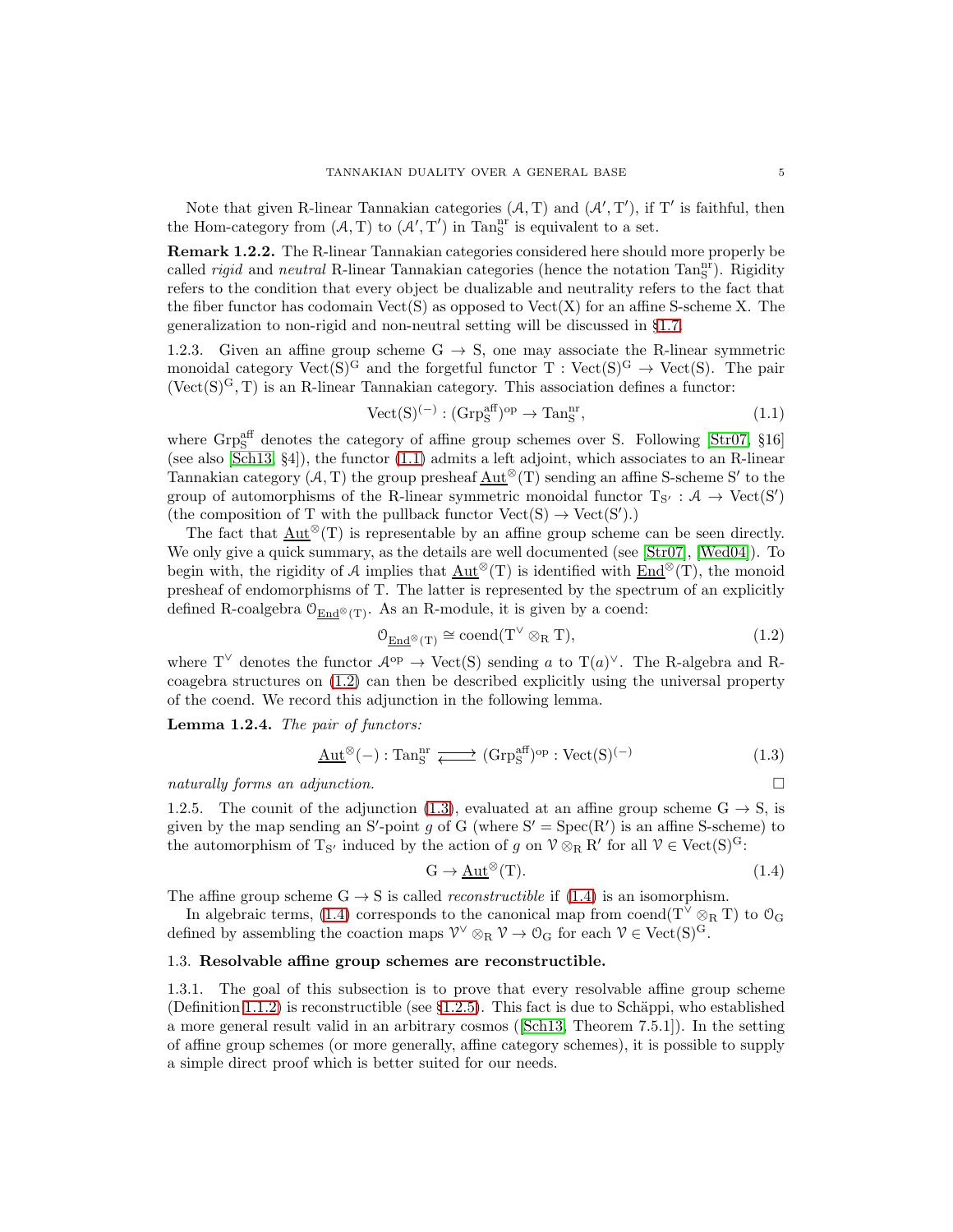Note that given R-linear Tannakian categories $(\mathcal{A}, \mathrm{T})$ and $(\mathcal{A}', \mathrm{T}')$, if $\mathrm{T}'$ is faithful, then the Hom-category from $(\mathcal{A}, \mathrm{T})$ to $(\mathcal{A}', \mathrm{T}')$ in $\mathrm{Tan}^{\mathrm{nr}}_{\mathrm{S}}$ is equivalent to a set.

**Remark 1.2.2.** The R-linear Tannakian categories considered here should more properly be called *rigid* and *neutral* R-linear Tannakian categories (hence the notation $\mathrm{Tan}^{\mathrm{nr}}_{\mathrm{S}}$). Rigidity refers to the condition that every object be dualizable and neutrality refers to the fact that the fiber functor has codomain $\mathrm{Vect}(\mathrm{S})$ as opposed to $\mathrm{Vect}(\mathrm{X})$ for an affine S-scheme X. The generalization to non-rigid and non-neutral setting will be discussed in §1.7.

1.2.3. Given an affine group scheme $\mathrm{G} \to \mathrm{S}$, one may associate the R-linear symmetric monoidal category $\mathrm{Vect}(\mathrm{S})^{\mathrm{G}}$ and the forgetful functor $\mathrm{T} : \mathrm{Vect}(\mathrm{S})^{\mathrm{G}} \to \mathrm{Vect}(\mathrm{S})$. The pair $(\mathrm{Vect}(\mathrm{S})^{\mathrm{G}}, \mathrm{T})$ is an R-linear Tannakian category. This association defines a functor:

$$\mathrm{Vect}(\mathrm{S})^{(-)} : (\mathrm{Grp}^{\mathrm{aff}}_{\mathrm{S}})^{\mathrm{op}} \to \mathrm{Tan}^{\mathrm{nr}}_{\mathrm{S}}, \tag{1.1}$$

where $\mathrm{Grp}^{\mathrm{aff}}_{\mathrm{S}}$ denotes the category of affine group schemes over S. Following [Str07, §16] (see also [Sch13, §4]), the functor (1.1) admits a left adjoint, which associates to an R-linear Tannakian category $(\mathcal{A}, \mathrm{T})$ the group presheaf $\underline{\mathrm{Aut}}^{\otimes}(\mathrm{T})$ sending an affine S-scheme $\mathrm{S}'$ to the group of automorphisms of the R-linear symmetric monoidal functor $\mathrm{T}_{\mathrm{S}'} : \mathcal{A} \to \mathrm{Vect}(\mathrm{S}')$ (the composition of T with the pullback functor $\mathrm{Vect}(\mathrm{S}) \to \mathrm{Vect}(\mathrm{S}')$.)

The fact that $\underline{\mathrm{Aut}}^{\otimes}(\mathrm{T})$ is representable by an affine group scheme can be seen directly. We only give a quick summary, as the details are well documented (see [Str07], [Wed04]). To begin with, the rigidity of $\mathcal{A}$ implies that $\underline{\mathrm{Aut}}^{\otimes}(\mathrm{T})$ is identified with $\underline{\mathrm{End}}^{\otimes}(\mathrm{T})$, the monoid presheaf of endomorphisms of T. The latter is represented by the spectrum of an explicitly defined R-coalgebra $\mathcal{O}_{\underline{\mathrm{End}}^{\otimes}(\mathrm{T})}$. As an R-module, it is given by a coend:

$$\mathcal{O}_{\underline{\mathrm{End}}^{\otimes}(\mathrm{T})} \cong \mathrm{coend}(\mathrm{T}^{\vee} \otimes_{\mathrm{R}} \mathrm{T}), \tag{1.2}$$

where $\mathrm{T}^{\vee}$ denotes the functor $\mathcal{A}^{\mathrm{op}} \to \mathrm{Vect}(\mathrm{S})$ sending $a$ to $\mathrm{T}(a)^{\vee}$. The R-algebra and R-coagebra structures on (1.2) can then be described explicitly using the universal property of the coend. We record this adjunction in the following lemma.

**Lemma 1.2.4.** *The pair of functors:*

$$\underline{\mathrm{Aut}}^{\otimes}(-) : \mathrm{Tan}^{\mathrm{nr}}_{\mathrm{S}} \rightleftarrows (\mathrm{Grp}^{\mathrm{aff}}_{\mathrm{S}})^{\mathrm{op}} : \mathrm{Vect}(\mathrm{S})^{(-)} \tag{1.3}$$

*naturally forms an adjunction.* □

1.2.5. The counit of the adjunction (1.3), evaluated at an affine group scheme $\mathrm{G} \to \mathrm{S}$, is given by the map sending an $\mathrm{S}'$-point $g$ of G (where $\mathrm{S}' = \mathrm{Spec}(\mathrm{R}')$ is an affine S-scheme) to the automorphism of $\mathrm{T}_{\mathrm{S}'}$ induced by the action of $g$ on $\mathcal{V} \otimes_{\mathrm{R}} \mathrm{R}'$ for all $\mathcal{V} \in \mathrm{Vect}(\mathrm{S})^{\mathrm{G}}$:

$$\mathrm{G} \to \underline{\mathrm{Aut}}^{\otimes}(\mathrm{T}). \tag{1.4}$$

The affine group scheme $\mathrm{G} \to \mathrm{S}$ is called *reconstructible* if (1.4) is an isomorphism.

In algebraic terms, (1.4) corresponds to the canonical map from $\mathrm{coend}(\mathrm{T}^{\vee} \otimes_{\mathrm{R}} \mathrm{T})$ to $\mathcal{O}_{\mathrm{G}}$ defined by assembling the coaction maps $\mathcal{V}^{\vee} \otimes_{\mathrm{R}} \mathcal{V} \to \mathcal{O}_{\mathrm{G}}$ for each $\mathcal{V} \in \mathrm{Vect}(\mathrm{S})^{\mathrm{G}}$.

### 1.3. Resolvable affine group schemes are reconstructible.

1.3.1. The goal of this subsection is to prove that every resolvable affine group scheme (Definition 1.1.2) is reconstructible (see §1.2.5). This fact is due to Schäppi, who established a more general result valid in an arbitrary cosmos ([Sch13, Theorem 7.5.1]). In the setting of affine group schemes (or more generally, affine category schemes), it is possible to supply a simple direct proof which is better suited for our needs.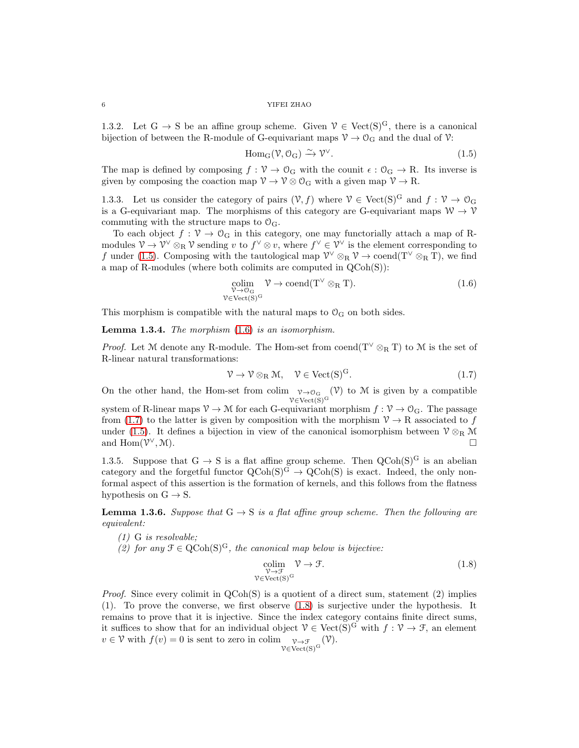1.3.2. Let $\mathrm{G} \to \mathrm{S}$ be an affine group scheme. Given $\mathcal{V} \in \mathrm{Vect}(\mathrm{S})^{\mathrm{G}}$, there is a canonical bijection of between the R-module of G-equivariant maps $\mathcal{V} \to \mathcal{O}_{\mathrm{G}}$ and the dual of $\mathcal{V}$:

$$\mathrm{Hom}_{\mathrm{G}}(\mathcal{V}, \mathcal{O}_{\mathrm{G}}) \xrightarrow{\sim} \mathcal{V}^{\vee}. \tag{1.5}$$

The map is defined by composing $f : \mathcal{V} \to \mathcal{O}_{\mathrm{G}}$ with the counit $\epsilon : \mathcal{O}_{\mathrm{G}} \to \mathrm{R}$. Its inverse is given by composing the coaction map $\mathcal{V} \to \mathcal{V} \otimes \mathcal{O}_{\mathrm{G}}$ with a given map $\mathcal{V} \to \mathrm{R}$.

1.3.3. Let us consider the category of pairs $(\mathcal{V}, f)$ where $\mathcal{V} \in \mathrm{Vect}(\mathrm{S})^{\mathrm{G}}$ and $f : \mathcal{V} \to \mathcal{O}_{\mathrm{G}}$ is a G-equivariant map. The morphisms of this category are G-equivariant maps $\mathcal{W} \to \mathcal{V}$ commuting with the structure maps to $\mathcal{O}_{\mathrm{G}}$.

To each object $f : \mathcal{V} \to \mathcal{O}_{\mathrm{G}}$ in this category, one may functorially attach a map of R-modules $\mathcal{V} \to \mathcal{V}^{\vee} \otimes_{\mathrm{R}} \mathcal{V}$ sending $v$ to $f^{\vee} \otimes v$, where $f^{\vee} \in \mathcal{V}^{\vee}$ is the element corresponding to $f$ under (1.5). Composing with the tautological map $\mathcal{V}^{\vee} \otimes_{\mathrm{R}} \mathcal{V} \to \mathrm{coend}(\mathrm{T}^{\vee} \otimes_{\mathrm{R}} \mathrm{T})$, we find a map of R-modules (where both colimits are computed in $\mathrm{QCoh}(\mathrm{S})$):

$$\operatorname*{colim}_{\substack{\mathcal{V} \to \mathcal{O}_{\mathrm{G}} \\ \mathcal{V} \in \mathrm{Vect}(\mathrm{S})^{\mathrm{G}}}} \mathcal{V} \to \mathrm{coend}(\mathrm{T}^{\vee} \otimes_{\mathrm{R}} \mathrm{T}). \tag{1.6}$$

This morphism is compatible with the natural maps to $\mathcal{O}_{\mathrm{G}}$ on both sides.

**Lemma 1.3.4.** *The morphism (1.6) is an isomorphism.*

*Proof.* Let $\mathcal{M}$ denote any R-module. The Hom-set from $\mathrm{coend}(\mathrm{T}^{\vee} \otimes_{\mathrm{R}} \mathrm{T})$ to $\mathcal{M}$ is the set of R-linear natural transformations:

$$\mathcal{V} \to \mathcal{V} \otimes_{\mathrm{R}} \mathcal{M}, \quad \mathcal{V} \in \mathrm{Vect}(\mathrm{S})^{\mathrm{G}}. \tag{1.7}$$

On the other hand, the Hom-set from $\operatorname*{colim}_{\substack{\mathcal{V} \to \mathcal{O}_{\mathrm{G}} \\ \mathcal{V} \in \mathrm{Vect}(\mathrm{S})^{\mathrm{G}}}} (\mathcal{V})$ to $\mathcal{M}$ is given by a compatible system of R-linear maps $\mathcal{V} \to \mathcal{M}$ for each G-equivariant morphism $f : \mathcal{V} \to \mathcal{O}_{\mathrm{G}}$. The passage from (1.7) to the latter is given by composition with the morphism $\mathcal{V} \to \mathrm{R}$ associated to $f$ under (1.5). It defines a bijection in view of the canonical isomorphism between $\mathcal{V} \otimes_{\mathrm{R}} \mathcal{M}$ and $\mathrm{Hom}(\mathcal{V}^{\vee}, \mathcal{M})$. $\square$

1.3.5. Suppose that $\mathrm{G} \to \mathrm{S}$ is a flat affine group scheme. Then $\mathrm{QCoh}(\mathrm{S})^{\mathrm{G}}$ is an abelian category and the forgetful functor $\mathrm{QCoh}(\mathrm{S})^{\mathrm{G}} \to \mathrm{QCoh}(\mathrm{S})$ is exact. Indeed, the only non-formal aspect of this assertion is the formation of kernels, and this follows from the flatness hypothesis on $\mathrm{G} \to \mathrm{S}$.

**Lemma 1.3.6.** *Suppose that $\mathrm{G} \to \mathrm{S}$ is a flat affine group scheme. Then the following are equivalent:*

*(1) G is resolvable;*

*(2) for any $\mathcal{F} \in \mathrm{QCoh}(\mathrm{S})^{\mathrm{G}}$, the canonical map below is bijective:*

$$\operatorname*{colim}_{\substack{\mathcal{V} \to \mathcal{F} \\ \mathcal{V} \in \mathrm{Vect}(\mathrm{S})^{\mathrm{G}}}} \mathcal{V} \to \mathcal{F}. \tag{1.8}$$

*Proof.* Since every colimit in $\mathrm{QCoh}(\mathrm{S})$ is a quotient of a direct sum, statement (2) implies (1). To prove the converse, we first observe (1.8) is surjective under the hypothesis. It remains to prove that it is injective. Since the index category contains finite direct sums, it suffices to show that for an individual object $\mathcal{V} \in \mathrm{Vect}(\mathrm{S})^{\mathrm{G}}$ with $f : \mathcal{V} \to \mathcal{F}$, an element $v \in \mathcal{V}$ with $f(v) = 0$ is sent to zero in $\operatorname*{colim}_{\substack{\mathcal{V} \to \mathcal{F} \\ \mathcal{V} \in \mathrm{Vect}(\mathrm{S})^{\mathrm{G}}}} (\mathcal{V})$.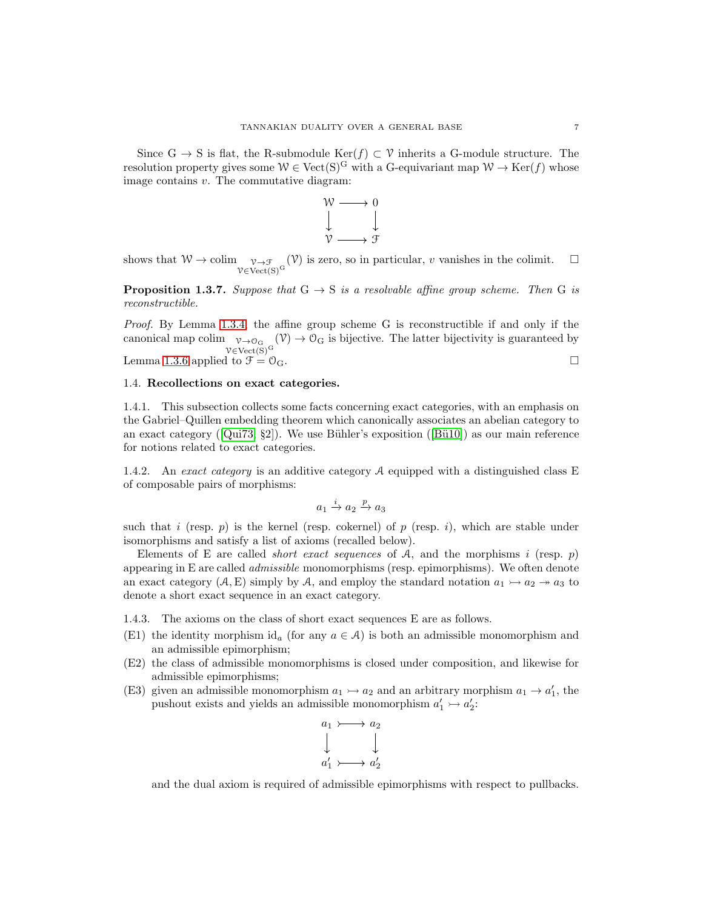Since $\mathrm{G} \to \mathrm{S}$ is flat, the R-submodule $\mathrm{Ker}(f) \subset \mathcal{V}$ inherits a G-module structure. The resolution property gives some $\mathcal{W} \in \mathrm{Vect}(\mathrm{S})^{\mathrm{G}}$ with a G-equivariant map $\mathcal{W} \to \mathrm{Ker}(f)$ whose image contains $v$. The commutative diagram:

$$\begin{array}{ccc} \mathcal{W} & \longrightarrow & 0 \\ \downarrow & & \downarrow \\ \mathcal{V} & \longrightarrow & \mathcal{F} \end{array}$$

shows that $\mathcal{W} \to \operatorname{colim}_{\substack{\mathcal{V}\to\mathcal{F} \\ \mathcal{V}\in\mathrm{Vect}(\mathrm{S})^{\mathrm{G}}}}(\mathcal{V})$ is zero, so in particular, $v$ vanishes in the colimit. $\square$

**Proposition 1.3.7.** *Suppose that* $\mathrm{G} \to \mathrm{S}$ *is a resolvable affine group scheme. Then* G *is reconstructible.*

*Proof.* By Lemma 1.3.4, the affine group scheme G is reconstructible if and only if the canonical map $\operatorname{colim}_{\substack{\mathcal{V}\to\mathcal{O}_{\mathrm{G}} \\ \mathcal{V}\in\mathrm{Vect}(\mathrm{S})^{\mathrm{G}}}}(\mathcal{V}) \to \mathcal{O}_{\mathrm{G}}$ is bijective. The latter bijectivity is guaranteed by Lemma 1.3.6 applied to $\mathcal{F} = \mathcal{O}_{\mathrm{G}}$. $\square$

## 1.4. Recollections on exact categories.

1.4.1. This subsection collects some facts concerning exact categories, with an emphasis on the Gabriel–Quillen embedding theorem which canonically associates an abelian category to an exact category ([Qui73, §2]). We use Bühler's exposition ([Bü10]) as our main reference for notions related to exact categories.

1.4.2. An *exact category* is an additive category $\mathcal{A}$ equipped with a distinguished class E of composable pairs of morphisms:

$$a_1 \xrightarrow{i} a_2 \xrightarrow{p} a_3$$

such that $i$ (resp. $p$) is the kernel (resp. cokernel) of $p$ (resp. $i$), which are stable under isomorphisms and satisfy a list of axioms (recalled below).

Elements of E are called *short exact sequences* of $\mathcal{A}$, and the morphisms $i$ (resp. $p$) appearing in E are called *admissible* monomorphisms (resp. epimorphisms). We often denote an exact category $(\mathcal{A}, \mathrm{E})$ simply by $\mathcal{A}$, and employ the standard notation $a_1 \rightarrowtail a_2 \twoheadrightarrow a_3$ to denote a short exact sequence in an exact category.

1.4.3. The axioms on the class of short exact sequences E are as follows.

(E1) the identity morphism $\mathrm{id}_a$ (for any $a \in \mathcal{A}$) is both an admissible monomorphism and an admissible epimorphism;

(E2) the class of admissible monomorphisms is closed under composition, and likewise for admissible epimorphisms;

(E3) given an admissible monomorphism $a_1 \rightarrowtail a_2$ and an arbitrary morphism $a_1 \to a_1'$, the pushout exists and yields an admissible monomorphism $a_1' \rightarrowtail a_2'$:

$$\begin{array}{ccc} a_1 & \rightarrowtail & a_2 \\ \downarrow & & \downarrow \\ a_1' & \rightarrowtail & a_2' \end{array}$$

and the dual axiom is required of admissible epimorphisms with respect to pullbacks.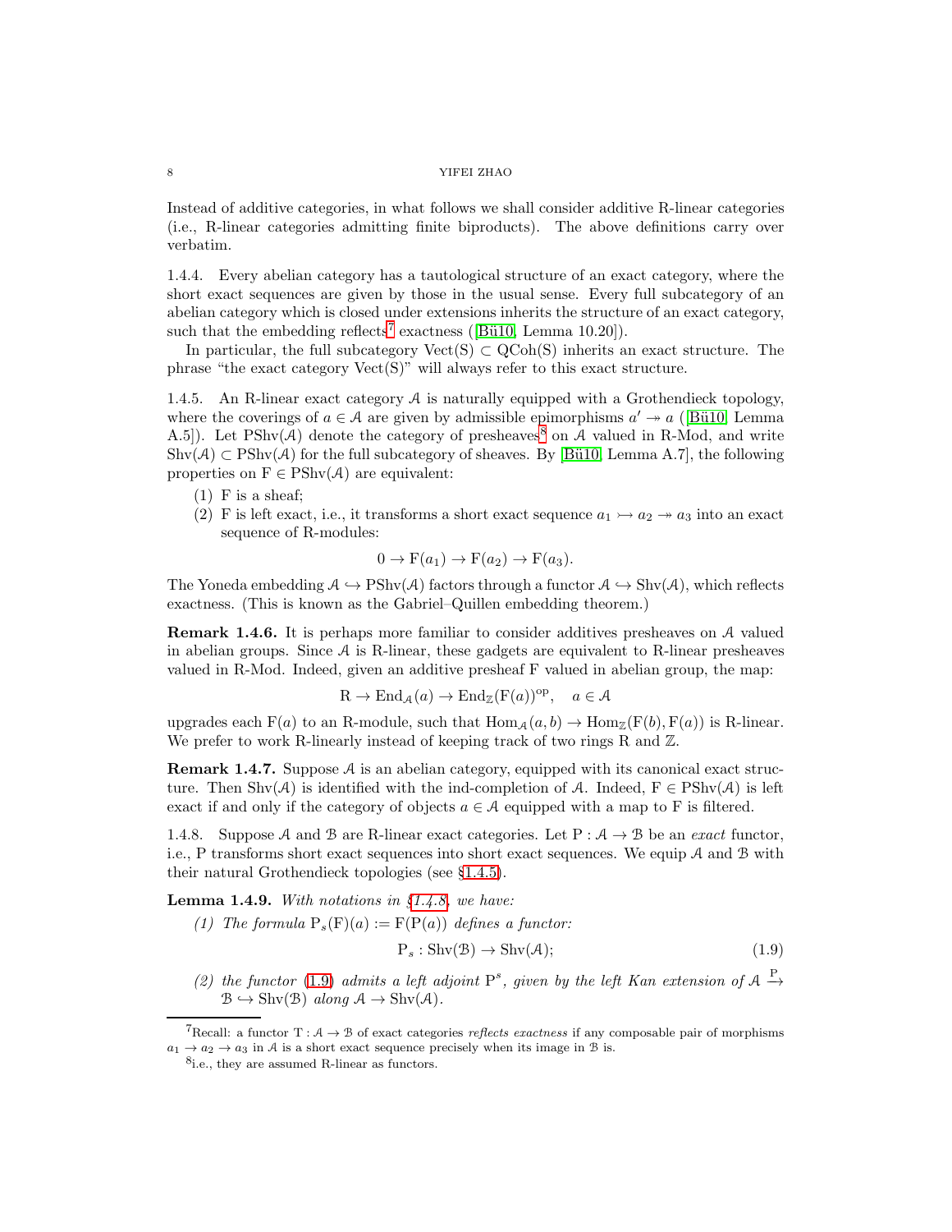Instead of additive categories, in what follows we shall consider additive R-linear categories (i.e., R-linear categories admitting finite biproducts). The above definitions carry over verbatim.

1.4.4. Every abelian category has a tautological structure of an exact category, where the short exact sequences are given by those in the usual sense. Every full subcategory of an abelian category which is closed under extensions inherits the structure of an exact category, such that the embedding reflects[7] exactness ([Bü10, Lemma 10.20]).

In particular, the full subcategory $\mathrm{Vect}(\mathrm{S}) \subset \mathrm{QCoh}(\mathrm{S})$ inherits an exact structure. The phrase "the exact category $\mathrm{Vect}(\mathrm{S})$" will always refer to this exact structure.

1.4.5. An R-linear exact category $\mathcal{A}$ is naturally equipped with a Grothendieck topology, where the coverings of $a \in \mathcal{A}$ are given by admissible epimorphisms $a' \twoheadrightarrow a$ ([Bü10, Lemma A.5]). Let $\mathrm{PShv}(\mathcal{A})$ denote the category of presheaves[8] on $\mathcal{A}$ valued in R-Mod, and write $\mathrm{Shv}(\mathcal{A}) \subset \mathrm{PShv}(\mathcal{A})$ for the full subcategory of sheaves. By [Bü10, Lemma A.7], the following properties on $\mathrm{F} \in \mathrm{PShv}(\mathcal{A})$ are equivalent:

1. F is a sheaf;
2. F is left exact, i.e., it transforms a short exact sequence $a_1 \rightarrowtail a_2 \twoheadrightarrow a_3$ into an exact sequence of R-modules:
$$0 \to \mathrm{F}(a_1) \to \mathrm{F}(a_2) \to \mathrm{F}(a_3).$$

The Yoneda embedding $\mathcal{A} \hookrightarrow \mathrm{PShv}(\mathcal{A})$ factors through a functor $\mathcal{A} \hookrightarrow \mathrm{Shv}(\mathcal{A})$, which reflects exactness. (This is known as the Gabriel–Quillen embedding theorem.)

**Remark 1.4.6.** It is perhaps more familiar to consider additives presheaves on $\mathcal{A}$ valued in abelian groups. Since $\mathcal{A}$ is R-linear, these gadgets are equivalent to R-linear presheaves valued in R-Mod. Indeed, given an additive presheaf F valued in abelian group, the map:
$$\mathrm{R} \to \mathrm{End}_{\mathcal{A}}(a) \to \mathrm{End}_{\mathbb{Z}}(\mathrm{F}(a))^{\mathrm{op}}, \quad a \in \mathcal{A}$$
upgrades each $\mathrm{F}(a)$ to an R-module, such that $\mathrm{Hom}_{\mathcal{A}}(a, b) \to \mathrm{Hom}_{\mathbb{Z}}(\mathrm{F}(b), \mathrm{F}(a))$ is R-linear. We prefer to work R-linearly instead of keeping track of two rings R and $\mathbb{Z}$.

**Remark 1.4.7.** Suppose $\mathcal{A}$ is an abelian category, equipped with its canonical exact structure. Then $\mathrm{Shv}(\mathcal{A})$ is identified with the ind-completion of $\mathcal{A}$. Indeed, $\mathrm{F} \in \mathrm{PShv}(\mathcal{A})$ is left exact if and only if the category of objects $a \in \mathcal{A}$ equipped with a map to F is filtered.

1.4.8. Suppose $\mathcal{A}$ and $\mathcal{B}$ are R-linear exact categories. Let $\mathrm{P} : \mathcal{A} \to \mathcal{B}$ be an *exact* functor, i.e., P transforms short exact sequences into short exact sequences. We equip $\mathcal{A}$ and $\mathcal{B}$ with their natural Grothendieck topologies (see §1.4.5).

**Lemma 1.4.9.** *With notations in §1.4.8, we have:*

1. *The formula $\mathrm{P}_s(\mathrm{F})(a) := \mathrm{F}(\mathrm{P}(a))$ defines a functor:*
$$\mathrm{P}_s : \mathrm{Shv}(\mathcal{B}) \to \mathrm{Shv}(\mathcal{A}); \tag{1.9}$$
2. *the functor (1.9) admits a left adjoint $\mathrm{P}^s$, given by the left Kan extension of $\mathcal{A} \xrightarrow{\mathrm{P}} \mathcal{B} \hookrightarrow \mathrm{Shv}(\mathcal{B})$ along $\mathcal{A} \to \mathrm{Shv}(\mathcal{A})$.*

---

[7] Recall: a functor $\mathrm{T} : \mathcal{A} \to \mathcal{B}$ of exact categories *reflects exactness* if any composable pair of morphisms $a_1 \to a_2 \to a_3$ in $\mathcal{A}$ is a short exact sequence precisely when its image in $\mathcal{B}$ is.

[8] i.e., they are assumed R-linear as functors.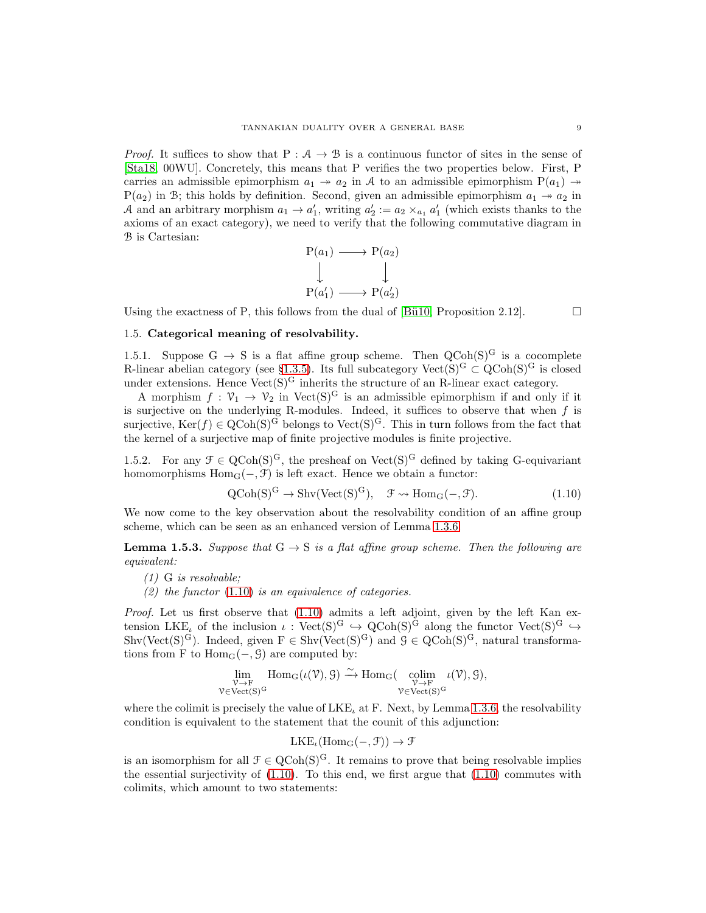*Proof.* It suffices to show that $\mathrm{P} : \mathcal{A} \to \mathcal{B}$ is a continuous functor of sites in the sense of [Sta18, 00WU]. Concretely, this means that P verifies the two properties below. First, P carries an admissible epimorphism $a_1 \twoheadrightarrow a_2$ in $\mathcal{A}$ to an admissible epimorphism $\mathrm{P}(a_1) \twoheadrightarrow \mathrm{P}(a_2)$ in $\mathcal{B}$; this holds by definition. Second, given an admissible epimorphism $a_1 \twoheadrightarrow a_2$ in $\mathcal{A}$ and an arbitrary morphism $a_1 \to a_1'$, writing $a_2' := a_2 \times_{a_1} a_1'$ (which exists thanks to the axioms of an exact category), we need to verify that the following commutative diagram in $\mathcal{B}$ is Cartesian:

$$\begin{array}{ccc} \mathrm{P}(a_1) & \longrightarrow & \mathrm{P}(a_2) \\ \downarrow & & \downarrow \\ \mathrm{P}(a_1') & \longrightarrow & \mathrm{P}(a_2') \end{array}$$

Using the exactness of P, this follows from the dual of [Bü10, Proposition 2.12]. □

## 1.5. Categorical meaning of resolvability.

1.5.1. Suppose $\mathrm{G} \to \mathrm{S}$ is a flat affine group scheme. Then $\mathrm{QCoh}(\mathrm{S})^{\mathrm{G}}$ is a cocomplete R-linear abelian category (see §1.3.5). Its full subcategory $\mathrm{Vect}(\mathrm{S})^{\mathrm{G}} \subset \mathrm{QCoh}(\mathrm{S})^{\mathrm{G}}$ is closed under extensions. Hence $\mathrm{Vect}(\mathrm{S})^{\mathrm{G}}$ inherits the structure of an R-linear exact category.

A morphism $f : \mathcal{V}_1 \to \mathcal{V}_2$ in $\mathrm{Vect}(\mathrm{S})^{\mathrm{G}}$ is an admissible epimorphism if and only if it is surjective on the underlying R-modules. Indeed, it suffices to observe that when $f$ is surjective, $\mathrm{Ker}(f) \in \mathrm{QCoh}(\mathrm{S})^{\mathrm{G}}$ belongs to $\mathrm{Vect}(\mathrm{S})^{\mathrm{G}}$. This in turn follows from the fact that the kernel of a surjective map of finite projective modules is finite projective.

1.5.2. For any $\mathcal{F} \in \mathrm{QCoh}(\mathrm{S})^{\mathrm{G}}$, the presheaf on $\mathrm{Vect}(\mathrm{S})^{\mathrm{G}}$ defined by taking G-equivariant homomorphisms $\mathrm{Hom}_{\mathrm{G}}(-, \mathcal{F})$ is left exact. Hence we obtain a functor:

$$\mathrm{QCoh}(\mathrm{S})^{\mathrm{G}} \to \mathrm{Shv}(\mathrm{Vect}(\mathrm{S})^{\mathrm{G}}), \quad \mathcal{F} \rightsquigarrow \mathrm{Hom}_{\mathrm{G}}(-, \mathcal{F}). \tag{1.10}$$

We now come to the key observation about the resolvability condition of an affine group scheme, which can be seen as an enhanced version of Lemma 1.3.6.

**Lemma 1.5.3.** *Suppose that $\mathrm{G} \to \mathrm{S}$ is a flat affine group scheme. Then the following are equivalent:*

*(1) G is resolvable;*

*(2) the functor (1.10) is an equivalence of categories.*

*Proof.* Let us first observe that (1.10) admits a left adjoint, given by the left Kan extension $\mathrm{LKE}_\iota$ of the inclusion $\iota : \mathrm{Vect}(\mathrm{S})^{\mathrm{G}} \hookrightarrow \mathrm{QCoh}(\mathrm{S})^{\mathrm{G}}$ along the functor $\mathrm{Vect}(\mathrm{S})^{\mathrm{G}} \hookrightarrow \mathrm{Shv}(\mathrm{Vect}(\mathrm{S})^{\mathrm{G}})$. Indeed, given $\mathrm{F} \in \mathrm{Shv}(\mathrm{Vect}(\mathrm{S})^{\mathrm{G}})$ and $\mathcal{G} \in \mathrm{QCoh}(\mathrm{S})^{\mathrm{G}}$, natural transformations from F to $\mathrm{Hom}_{\mathrm{G}}(-, \mathcal{G})$ are computed by:

$$\lim_{\substack{\mathcal{V} \to \mathrm{F} \\ \mathcal{V} \in \mathrm{Vect}(\mathrm{S})^{\mathrm{G}}}} \mathrm{Hom}_{\mathrm{G}}(\iota(\mathcal{V}), \mathcal{G}) \xrightarrow{\sim} \mathrm{Hom}_{\mathrm{G}}(\operatorname*{colim}_{\substack{\mathcal{V} \to \mathrm{F} \\ \mathcal{V} \in \mathrm{Vect}(\mathrm{S})^{\mathrm{G}}}} \iota(\mathcal{V}), \mathcal{G}),$$

where the colimit is precisely the value of $\mathrm{LKE}_\iota$ at F. Next, by Lemma 1.3.6, the resolvability condition is equivalent to the statement that the counit of this adjunction:

$$\mathrm{LKE}_\iota(\mathrm{Hom}_{\mathrm{G}}(-, \mathcal{F})) \to \mathcal{F}$$

is an isomorphism for all $\mathcal{F} \in \mathrm{QCoh}(\mathrm{S})^{\mathrm{G}}$. It remains to prove that being resolvable implies the essential surjectivity of (1.10). To this end, we first argue that (1.10) commutes with colimits, which amount to two statements: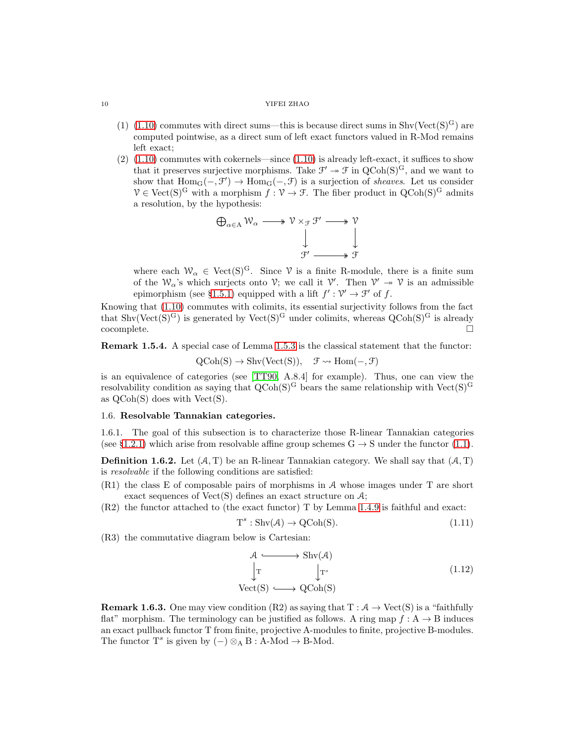(1) (1.10) commutes with direct sums—this is because direct sums in $\mathrm{Shv}(\mathrm{Vect}(S)^G)$ are computed pointwise, as a direct sum of left exact functors valued in R-Mod remains left exact;

(2) (1.10) commutes with cokernels—since (1.10) is already left-exact, it suffices to show that it preserves surjective morphisms. Take $\mathcal{F}' \twoheadrightarrow \mathcal{F}$ in $\mathrm{QCoh}(S)^G$, and we want to show that $\mathrm{Hom}_G(-, \mathcal{F}') \to \mathrm{Hom}_G(-, \mathcal{F})$ is a surjection of *sheaves*. Let us consider $\mathcal{V} \in \mathrm{Vect}(S)^G$ with a morphism $f : \mathcal{V} \to \mathcal{F}$. The fiber product in $\mathrm{QCoh}(S)^G$ admits a resolution, by the hypothesis:

$$\begin{array}{ccccc} \bigoplus_{\alpha \in A} \mathcal{W}_\alpha & \twoheadrightarrow & \mathcal{V} \times_{\mathcal{F}} \mathcal{F}' & \twoheadrightarrow & \mathcal{V} \\ & & \downarrow & & \downarrow \\ & & \mathcal{F}' & \twoheadrightarrow & \mathcal{F} \end{array}$$

where each $\mathcal{W}_\alpha \in \mathrm{Vect}(S)^G$. Since $\mathcal{V}$ is a finite R-module, there is a finite sum of the $\mathcal{W}_\alpha$'s which surjects onto $\mathcal{V}$; we call it $\mathcal{V}'$. Then $\mathcal{V}' \twoheadrightarrow \mathcal{V}$ is an admissible epimorphism (see §1.5.1) equipped with a lift $f' : \mathcal{V}' \to \mathcal{F}'$ of $f$.

Knowing that (1.10) commutes with colimits, its essential surjectivity follows from the fact that $\mathrm{Shv}(\mathrm{Vect}(S)^G)$ is generated by $\mathrm{Vect}(S)^G$ under colimits, whereas $\mathrm{QCoh}(S)^G$ is already cocomplete. □

**Remark 1.5.4.** A special case of Lemma 1.5.3 is the classical statement that the functor:

$$\mathrm{QCoh}(S) \to \mathrm{Shv}(\mathrm{Vect}(S)), \quad \mathcal{F} \rightsquigarrow \mathrm{Hom}(-, \mathcal{F})$$

is an equivalence of categories (see [TT90, A.8.4] for example). Thus, one can view the resolvability condition as saying that $\mathrm{QCoh}(S)^G$ bears the same relationship with $\mathrm{Vect}(S)^G$ as $\mathrm{QCoh}(S)$ does with $\mathrm{Vect}(S)$.

## 1.6. Resolvable Tannakian categories.

1.6.1. The goal of this subsection is to characterize those R-linear Tannakian categories (see §1.2.1) which arise from resolvable affine group schemes $G \to S$ under the functor (1.1).

**Definition 1.6.2.** Let $(\mathcal{A}, T)$ be an R-linear Tannakian category. We shall say that $(\mathcal{A}, T)$ is *resolvable* if the following conditions are satisfied:

(R1) the class E of composable pairs of morphisms in $\mathcal{A}$ whose images under T are short exact sequences of $\mathrm{Vect}(S)$ defines an exact structure on $\mathcal{A}$;

(R2) the functor attached to (the exact functor) T by Lemma 1.4.9 is faithful and exact:

$$T^s : \mathrm{Shv}(\mathcal{A}) \to \mathrm{QCoh}(S). \tag{1.11}$$

(R3) the commutative diagram below is Cartesian:

$$\begin{array}{ccc} \mathcal{A} & \hookrightarrow & \mathrm{Shv}(\mathcal{A}) \\ \downarrow{\scriptstyle T} & & \downarrow{\scriptstyle T^s} \\ \mathrm{Vect}(S) & \hookrightarrow & \mathrm{QCoh}(S) \end{array} \tag{1.12}$$

**Remark 1.6.3.** One may view condition (R2) as saying that $T : \mathcal{A} \to \mathrm{Vect}(S)$ is a "faithfully flat" morphism. The terminology can be justified as follows. A ring map $f : A \to B$ induces an exact pullback functor T from finite, projective A-modules to finite, projective B-modules. The functor $T^s$ is given by $(-) \otimes_A B : A\text{-Mod} \to B\text{-Mod}$.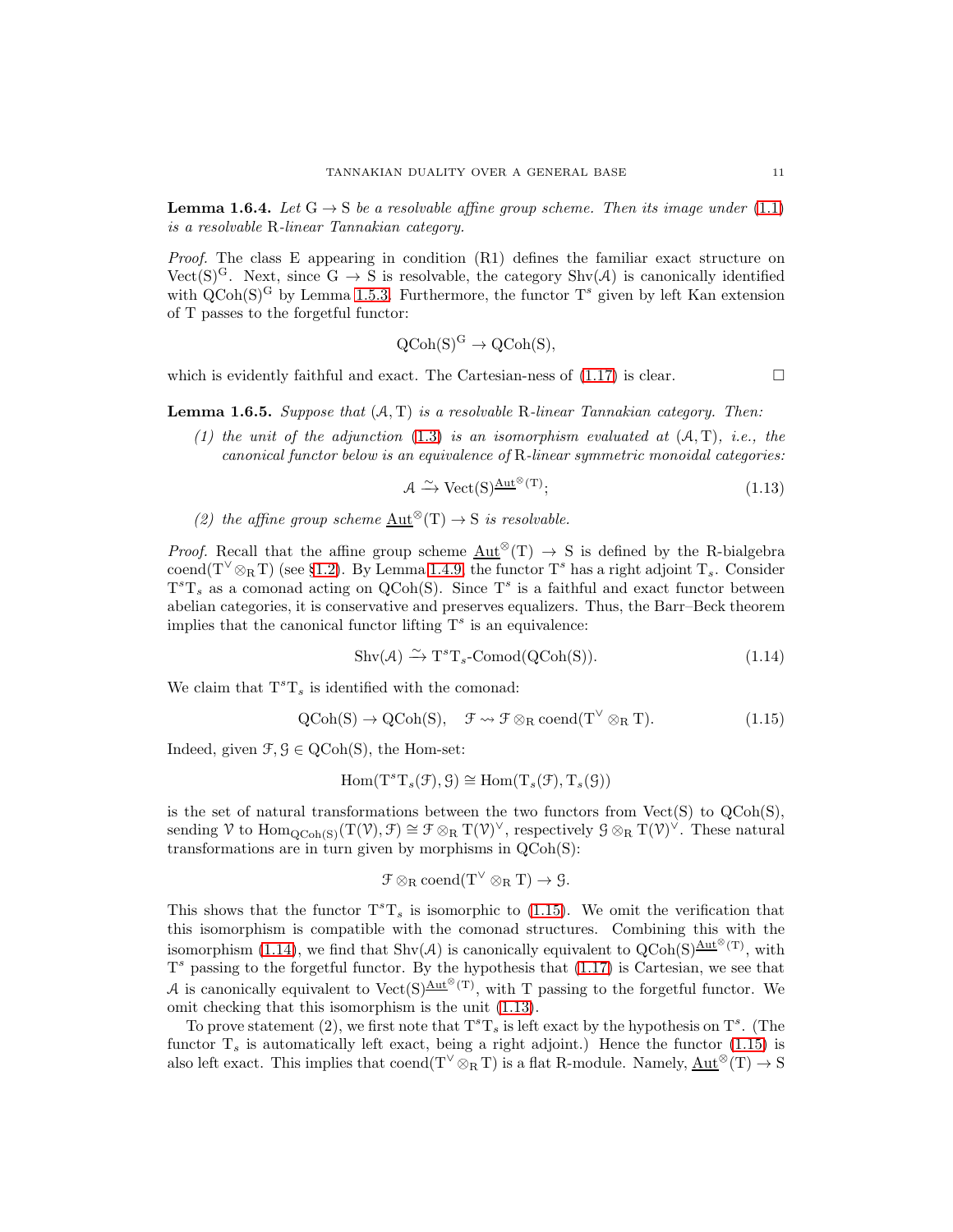**Lemma 1.6.4.** *Let $\mathrm{G} \to \mathrm{S}$ be a resolvable affine group scheme. Then its image under (1.1) is a resolvable* $\mathrm{R}$*-linear Tannakian category.*

*Proof.* The class $\mathrm{E}$ appearing in condition (R1) defines the familiar exact structure on $\mathrm{Vect(S)^G}$. Next, since $\mathrm{G} \to \mathrm{S}$ is resolvable, the category $\mathrm{Shv}(\mathcal{A})$ is canonically identified with $\mathrm{QCoh(S)^G}$ by Lemma 1.5.3. Furthermore, the functor $\mathrm{T}^s$ given by left Kan extension of $\mathrm{T}$ passes to the forgetful functor:

$$\mathrm{QCoh(S)^G} \to \mathrm{QCoh(S)},$$

which is evidently faithful and exact. The Cartesian-ness of (1.17) is clear. □

**Lemma 1.6.5.** *Suppose that $(\mathcal{A}, \mathrm{T})$ is a resolvable* $\mathrm{R}$*-linear Tannakian category. Then:*

*(1) the unit of the adjunction (1.3) is an isomorphism evaluated at $(\mathcal{A}, \mathrm{T})$, i.e., the canonical functor below is an equivalence of* $\mathrm{R}$*-linear symmetric monoidal categories:*

$$\mathcal{A} \xrightarrow{\sim} \mathrm{Vect(S)}^{\underline{\mathrm{Aut}}^{\otimes}(\mathrm{T})}; \tag{1.13}$$

*(2) the affine group scheme $\underline{\mathrm{Aut}}^{\otimes}(\mathrm{T}) \to \mathrm{S}$ is resolvable.*

*Proof.* Recall that the affine group scheme $\underline{\mathrm{Aut}}^{\otimes}(\mathrm{T}) \to \mathrm{S}$ is defined by the $\mathrm{R}$-bialgebra $\mathrm{coend}(\mathrm{T}^\vee \otimes_{\mathrm{R}} \mathrm{T})$ (see §1.2). By Lemma 1.4.9, the functor $\mathrm{T}^s$ has a right adjoint $\mathrm{T}_s$. Consider $\mathrm{T}^s\mathrm{T}_s$ as a comonad acting on $\mathrm{QCoh(S)}$. Since $\mathrm{T}^s$ is a faithful and exact functor between abelian categories, it is conservative and preserves equalizers. Thus, the Barr–Beck theorem implies that the canonical functor lifting $\mathrm{T}^s$ is an equivalence:

$$\mathrm{Shv}(\mathcal{A}) \xrightarrow{\sim} \mathrm{T}^s\mathrm{T}_s\text{-}\mathrm{Comod}(\mathrm{QCoh(S)}). \tag{1.14}$$

We claim that $\mathrm{T}^s\mathrm{T}_s$ is identified with the comonad:

$$\mathrm{QCoh(S)} \to \mathrm{QCoh(S)}, \quad \mathcal{F} \rightsquigarrow \mathcal{F} \otimes_{\mathrm{R}} \mathrm{coend}(\mathrm{T}^\vee \otimes_{\mathrm{R}} \mathrm{T}). \tag{1.15}$$

Indeed, given $\mathcal{F}, \mathcal{G} \in \mathrm{QCoh(S)}$, the Hom-set:

$$\mathrm{Hom}(\mathrm{T}^s\mathrm{T}_s(\mathcal{F}), \mathcal{G}) \cong \mathrm{Hom}(\mathrm{T}_s(\mathcal{F}), \mathrm{T}_s(\mathcal{G}))$$

is the set of natural transformations between the two functors from $\mathrm{Vect(S)}$ to $\mathrm{QCoh(S)}$, sending $\mathcal{V}$ to $\mathrm{Hom}_{\mathrm{QCoh(S)}}(\mathrm{T}(\mathcal{V}), \mathcal{F}) \cong \mathcal{F} \otimes_{\mathrm{R}} \mathrm{T}(\mathcal{V})^\vee$, respectively $\mathcal{G} \otimes_{\mathrm{R}} \mathrm{T}(\mathcal{V})^\vee$. These natural transformations are in turn given by morphisms in $\mathrm{QCoh(S)}$:

$$\mathcal{F} \otimes_{\mathrm{R}} \mathrm{coend}(\mathrm{T}^\vee \otimes_{\mathrm{R}} \mathrm{T}) \to \mathcal{G}.$$

This shows that the functor $\mathrm{T}^s\mathrm{T}_s$ is isomorphic to (1.15). We omit the verification that this isomorphism is compatible with the comonad structures. Combining this with the isomorphism (1.14), we find that $\mathrm{Shv}(\mathcal{A})$ is canonically equivalent to $\mathrm{QCoh(S)}^{\underline{\mathrm{Aut}}^{\otimes}(\mathrm{T})}$, with $\mathrm{T}^s$ passing to the forgetful functor. By the hypothesis that (1.17) is Cartesian, we see that $\mathcal{A}$ is canonically equivalent to $\mathrm{Vect(S)}^{\underline{\mathrm{Aut}}^{\otimes}(\mathrm{T})}$, with $\mathrm{T}$ passing to the forgetful functor. We omit checking that this isomorphism is the unit (1.13).

To prove statement (2), we first note that $\mathrm{T}^s\mathrm{T}_s$ is left exact by the hypothesis on $\mathrm{T}^s$. (The functor $\mathrm{T}_s$ is automatically left exact, being a right adjoint.) Hence the functor (1.15) is also left exact. This implies that $\mathrm{coend}(\mathrm{T}^\vee \otimes_{\mathrm{R}} \mathrm{T})$ is a flat $\mathrm{R}$-module. Namely, $\underline{\mathrm{Aut}}^{\otimes}(\mathrm{T}) \to \mathrm{S}$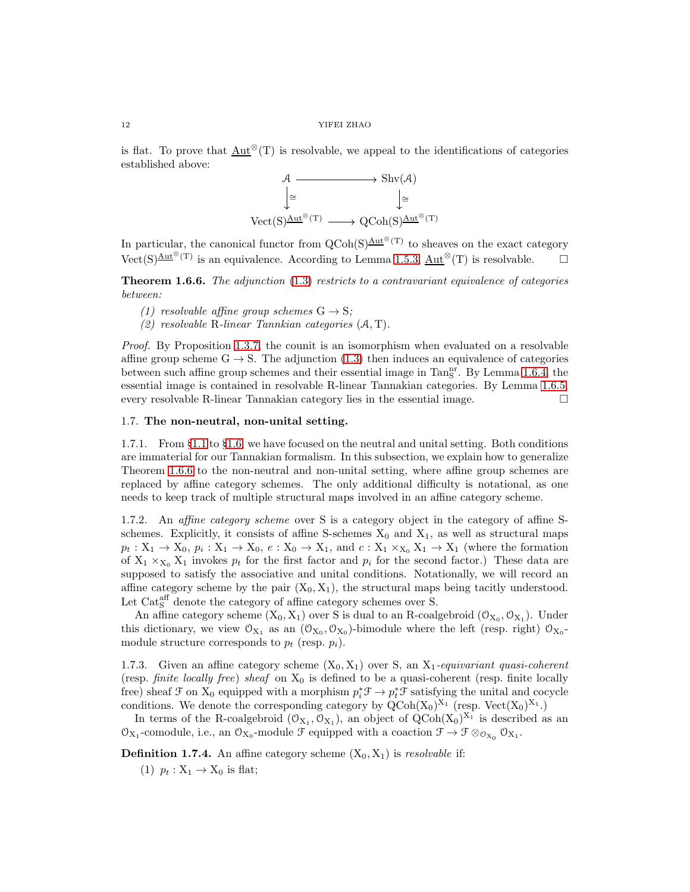is flat. To prove that $\underline{\mathrm{Aut}}^{\otimes}(\mathrm{T})$ is resolvable, we appeal to the identifications of categories established above:

$$\begin{array}{ccc} \mathcal{A} & \longrightarrow & \mathrm{Shv}(\mathcal{A}) \\ \downarrow \cong & & \downarrow \cong \\ \mathrm{Vect}(\mathrm{S})^{\underline{\mathrm{Aut}}^{\otimes}(\mathrm{T})} & \longrightarrow & \mathrm{QCoh}(\mathrm{S})^{\underline{\mathrm{Aut}}^{\otimes}(\mathrm{T})} \end{array}$$

In particular, the canonical functor from $\mathrm{QCoh}(\mathrm{S})^{\underline{\mathrm{Aut}}^{\otimes}(\mathrm{T})}$ to sheaves on the exact category $\mathrm{Vect}(\mathrm{S})^{\underline{\mathrm{Aut}}^{\otimes}(\mathrm{T})}$ is an equivalence. According to Lemma 1.5.3, $\underline{\mathrm{Aut}}^{\otimes}(\mathrm{T})$ is resolvable. □

**Theorem 1.6.6.** *The adjunction* (1.3) *restricts to a contravariant equivalence of categories between:*

1. *resolvable affine group schemes* $\mathrm{G} \to \mathrm{S}$*;*
2. *resolvable* R*-linear Tannkian categories* $(\mathcal{A}, \mathrm{T})$.

*Proof.* By Proposition 1.3.7, the counit is an isomorphism when evaluated on a resolvable affine group scheme $\mathrm{G} \to \mathrm{S}$. The adjunction (1.3) then induces an equivalence of categories between such affine group schemes and their essential image in $\mathrm{Tan}_{\mathrm{S}}^{\mathrm{nr}}$. By Lemma 1.6.4, the essential image is contained in resolvable R-linear Tannakian categories. By Lemma 1.6.5, every resolvable R-linear Tannakian category lies in the essential image. □

## 1.7. The non-neutral, non-unital setting.

1.7.1. From §1.1 to §1.6, we have focused on the neutral and unital setting. Both conditions are immaterial for our Tannakian formalism. In this subsection, we explain how to generalize Theorem 1.6.6 to the non-neutral and non-unital setting, where affine group schemes are replaced by affine category schemes. The only additional difficulty is notational, as one needs to keep track of multiple structural maps involved in an affine category scheme.

1.7.2. An *affine category scheme* over S is a category object in the category of affine S-schemes. Explicitly, it consists of affine S-schemes $\mathrm{X}_0$ and $\mathrm{X}_1$, as well as structural maps $p_t : \mathrm{X}_1 \to \mathrm{X}_0$, $p_i : \mathrm{X}_1 \to \mathrm{X}_0$, $e : \mathrm{X}_0 \to \mathrm{X}_1$, and $c : \mathrm{X}_1 \times_{\mathrm{X}_0} \mathrm{X}_1 \to \mathrm{X}_1$ (where the formation of $\mathrm{X}_1 \times_{\mathrm{X}_0} \mathrm{X}_1$ invokes $p_t$ for the first factor and $p_i$ for the second factor.) These data are supposed to satisfy the associative and unital conditions. Notationally, we will record an affine category scheme by the pair $(\mathrm{X}_0, \mathrm{X}_1)$, the structural maps being tacitly understood. Let $\mathrm{Cat}_{\mathrm{S}}^{\mathrm{aff}}$ denote the category of affine category schemes over S.

An affine category scheme $(\mathrm{X}_0, \mathrm{X}_1)$ over S is dual to an R-coalgebroid $(\mathcal{O}_{\mathrm{X}_0}, \mathcal{O}_{\mathrm{X}_1})$. Under this dictionary, we view $\mathcal{O}_{\mathrm{X}_1}$ as an $(\mathcal{O}_{\mathrm{X}_0}, \mathcal{O}_{\mathrm{X}_0})$-bimodule where the left (resp. right) $\mathcal{O}_{\mathrm{X}_0}$-module structure corresponds to $p_t$ (resp. $p_i$).

1.7.3. Given an affine category scheme $(\mathrm{X}_0, \mathrm{X}_1)$ over S, an $\mathrm{X}_1$*-equivariant quasi-coherent* (resp. *finite locally free*) *sheaf* on $\mathrm{X}_0$ is defined to be a quasi-coherent (resp. finite locally free) sheaf $\mathcal{F}$ on $\mathrm{X}_0$ equipped with a morphism $p_i^*\mathcal{F} \to p_t^*\mathcal{F}$ satisfying the unital and cocycle conditions. We denote the corresponding category by $\mathrm{QCoh}(\mathrm{X}_0)^{\mathrm{X}_1}$ (resp. $\mathrm{Vect}(\mathrm{X}_0)^{\mathrm{X}_1}$.)

In terms of the R-coalgebroid $(\mathcal{O}_{\mathrm{X}_1}, \mathcal{O}_{\mathrm{X}_1})$, an object of $\mathrm{QCoh}(\mathrm{X}_0)^{\mathrm{X}_1}$ is described as an $\mathcal{O}_{\mathrm{X}_1}$-comodule, i.e., an $\mathcal{O}_{\mathrm{X}_0}$-module $\mathcal{F}$ equipped with a coaction $\mathcal{F} \to \mathcal{F} \otimes_{\mathcal{O}_{\mathrm{X}_0}} \mathcal{O}_{\mathrm{X}_1}$.

**Definition 1.7.4.** An affine category scheme $(\mathrm{X}_0, \mathrm{X}_1)$ is *resolvable* if:

1. $p_t : \mathrm{X}_1 \to \mathrm{X}_0$ is flat;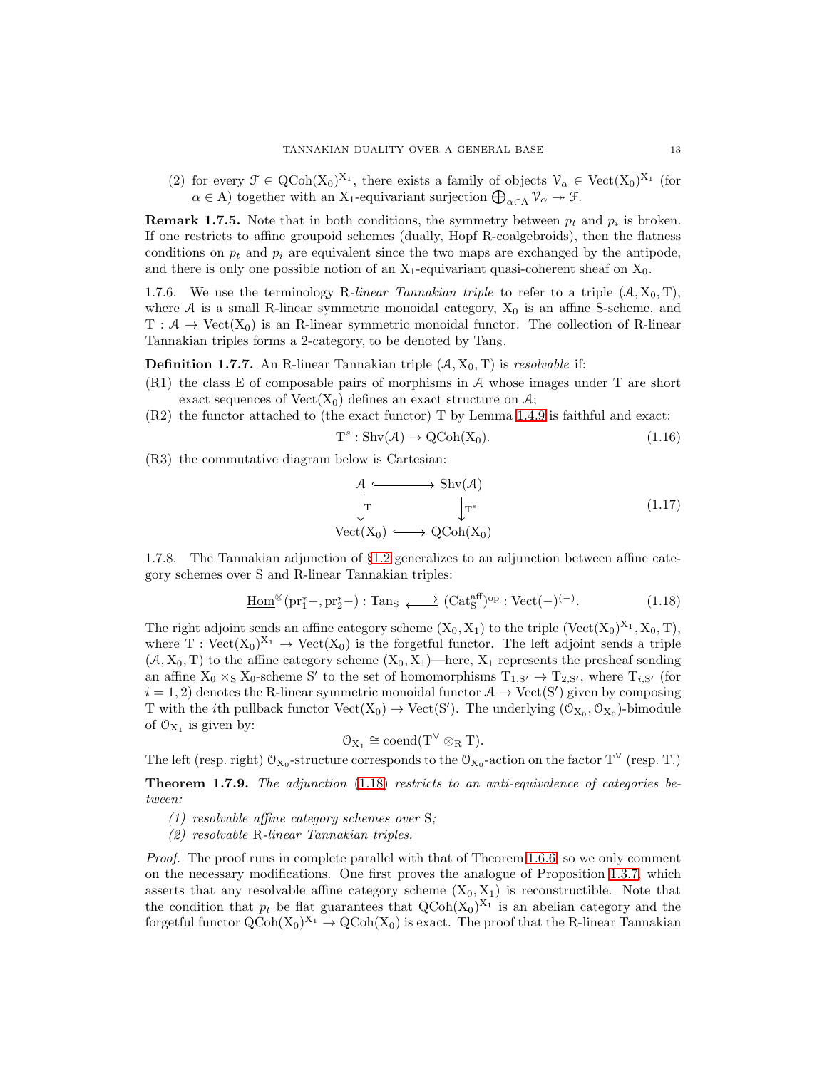(2) for every $\mathcal{F} \in \mathrm{QCoh}(\mathrm{X}_0)^{\mathrm{X}_1}$, there exists a family of objects $\mathcal{V}_\alpha \in \mathrm{Vect}(\mathrm{X}_0)^{\mathrm{X}_1}$ (for $\alpha \in \mathrm{A}$) together with an $\mathrm{X}_1$-equivariant surjection $\bigoplus_{\alpha\in\mathrm{A}} \mathcal{V}_\alpha \twoheadrightarrow \mathcal{F}$.

**Remark 1.7.5.** Note that in both conditions, the symmetry between $p_t$ and $p_i$ is broken. If one restricts to affine groupoid schemes (dually, Hopf R-coalgebroids), then the flatness conditions on $p_t$ and $p_i$ are equivalent since the two maps are exchanged by the antipode, and there is only one possible notion of an $\mathrm{X}_1$-equivariant quasi-coherent sheaf on $\mathrm{X}_0$.

1.7.6. We use the terminology R-*linear Tannakian triple* to refer to a triple $(\mathcal{A}, \mathrm{X}_0, \mathrm{T})$, where $\mathcal{A}$ is a small R-linear symmetric monoidal category, $\mathrm{X}_0$ is an affine S-scheme, and $\mathrm{T} : \mathcal{A} \to \mathrm{Vect}(\mathrm{X}_0)$ is an R-linear symmetric monoidal functor. The collection of R-linear Tannakian triples forms a 2-category, to be denoted by $\mathrm{Tan}_\mathrm{S}$.

**Definition 1.7.7.** An R-linear Tannakian triple $(\mathcal{A}, \mathrm{X}_0, \mathrm{T})$ is *resolvable* if:

(R1) the class E of composable pairs of morphisms in $\mathcal{A}$ whose images under T are short exact sequences of $\mathrm{Vect}(\mathrm{X}_0)$ defines an exact structure on $\mathcal{A}$;

(R2) the functor attached to (the exact functor) T by Lemma 1.4.9 is faithful and exact:
$$\mathrm{T}^s : \mathrm{Shv}(\mathcal{A}) \to \mathrm{QCoh}(\mathrm{X}_0). \tag{1.16}$$

(R3) the commutative diagram below is Cartesian:
$$\begin{array}{ccc} \mathcal{A} & \hookrightarrow & \mathrm{Shv}(\mathcal{A}) \\ \downarrow{\scriptstyle \mathrm{T}} & & \downarrow{\scriptstyle \mathrm{T}^s} \\ \mathrm{Vect}(\mathrm{X}_0) & \hookrightarrow & \mathrm{QCoh}(\mathrm{X}_0) \end{array} \tag{1.17}$$

1.7.8. The Tannakian adjunction of §1.2 generalizes to an adjunction between affine category schemes over S and R-linear Tannakian triples:
$$\underline{\mathrm{Hom}}^\otimes(\mathrm{pr}_1^*-, \mathrm{pr}_2^*-) : \mathrm{Tan}_\mathrm{S} \rightleftarrows (\mathrm{Cat}_\mathrm{S}^{\mathrm{aff}})^{\mathrm{op}} : \mathrm{Vect}(-)^{(-)}. \tag{1.18}$$

The right adjoint sends an affine category scheme $(\mathrm{X}_0, \mathrm{X}_1)$ to the triple $(\mathrm{Vect}(\mathrm{X}_0)^{\mathrm{X}_1}, \mathrm{X}_0, \mathrm{T})$, where $\mathrm{T} : \mathrm{Vect}(\mathrm{X}_0)^{\mathrm{X}_1} \to \mathrm{Vect}(\mathrm{X}_0)$ is the forgetful functor. The left adjoint sends a triple $(\mathcal{A}, \mathrm{X}_0, \mathrm{T})$ to the affine category scheme $(\mathrm{X}_0, \mathrm{X}_1)$—here, $\mathrm{X}_1$ represents the presheaf sending an affine $\mathrm{X}_0 \times_\mathrm{S} \mathrm{X}_0$-scheme $\mathrm{S}'$ to the set of homomorphisms $\mathrm{T}_{1,\mathrm{S}'} \to \mathrm{T}_{2,\mathrm{S}'}$, where $\mathrm{T}_{i,\mathrm{S}'}$ (for $i = 1, 2$) denotes the R-linear symmetric monoidal functor $\mathcal{A} \to \mathrm{Vect}(\mathrm{S}')$ given by composing T with the $i$th pullback functor $\mathrm{Vect}(\mathrm{X}_0) \to \mathrm{Vect}(\mathrm{S}')$. The underlying $(\mathcal{O}_{\mathrm{X}_0}, \mathcal{O}_{\mathrm{X}_0})$-bimodule of $\mathcal{O}_{\mathrm{X}_1}$ is given by:
$$\mathcal{O}_{\mathrm{X}_1} \cong \mathrm{coend}(\mathrm{T}^\vee \otimes_\mathrm{R} \mathrm{T}).$$

The left (resp. right) $\mathcal{O}_{\mathrm{X}_0}$-structure corresponds to the $\mathcal{O}_{\mathrm{X}_0}$-action on the factor $\mathrm{T}^\vee$ (resp. T.)

**Theorem 1.7.9.** *The adjunction* (1.18) *restricts to an anti-equivalence of categories between:*

*(1) resolvable affine category schemes over* S*;*

*(2) resolvable* R*-linear Tannakian triples.*

*Proof.* The proof runs in complete parallel with that of Theorem 1.6.6, so we only comment on the necessary modifications. One first proves the analogue of Proposition 1.3.7, which asserts that any resolvable affine category scheme $(\mathrm{X}_0, \mathrm{X}_1)$ is reconstructible. Note that the condition that $p_t$ be flat guarantees that $\mathrm{QCoh}(\mathrm{X}_0)^{\mathrm{X}_1}$ is an abelian category and the forgetful functor $\mathrm{QCoh}(\mathrm{X}_0)^{\mathrm{X}_1} \to \mathrm{QCoh}(\mathrm{X}_0)$ is exact. The proof that the R-linear Tannakian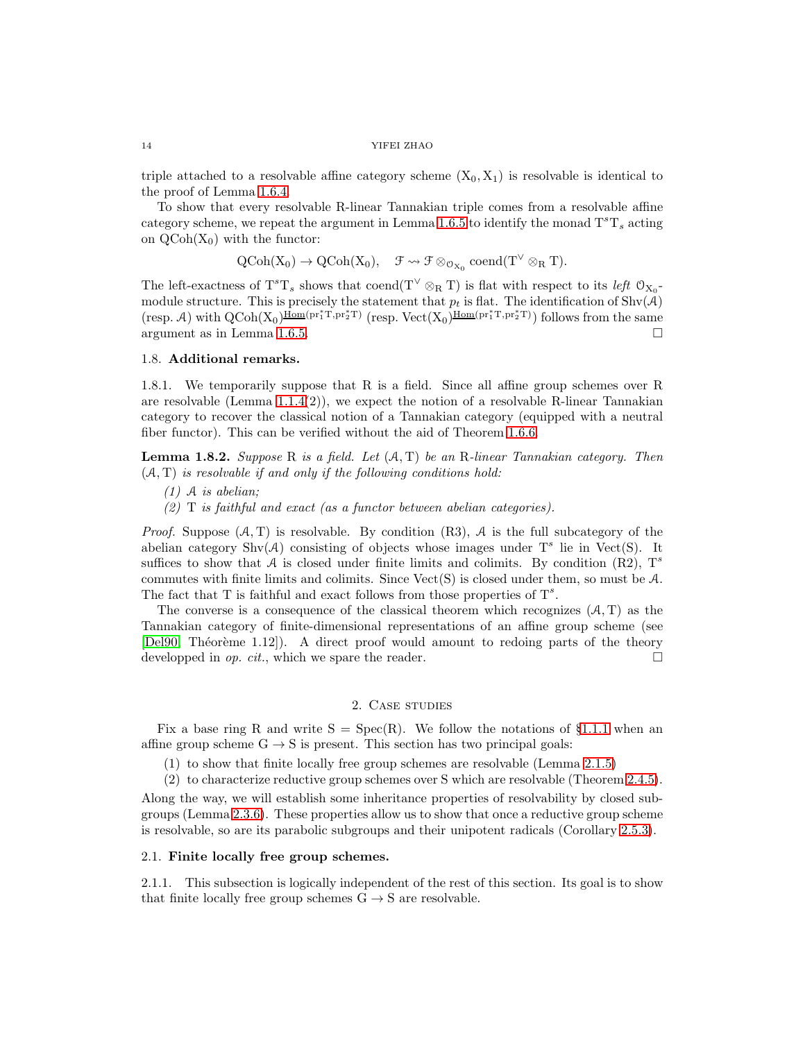triple attached to a resolvable affine category scheme $(X_0, X_1)$ is resolvable is identical to the proof of Lemma 1.6.4.

To show that every resolvable R-linear Tannakian triple comes from a resolvable affine category scheme, we repeat the argument in Lemma 1.6.5 to identify the monad $T^s T_s$ acting on $\mathrm{QCoh}(X_0)$ with the functor:

$$\mathrm{QCoh}(X_0) \to \mathrm{QCoh}(X_0), \quad \mathcal{F} \rightsquigarrow \mathcal{F} \otimes_{\mathcal{O}_{X_0}} \mathrm{coend}(T^\vee \otimes_R T).$$

The left-exactness of $T^s T_s$ shows that $\mathrm{coend}(T^\vee \otimes_R T)$ is flat with respect to its *left* $\mathcal{O}_{X_0}$-module structure. This is precisely the statement that $p_t$ is flat. The identification of $\mathrm{Shv}(\mathcal{A})$ (resp. $\mathcal{A}$) with $\mathrm{QCoh}(X_0)^{\underline{\mathrm{Hom}}(\mathrm{pr}_1^* T, \mathrm{pr}_2^* T)}$ (resp. $\mathrm{Vect}(X_0)^{\underline{\mathrm{Hom}}(\mathrm{pr}_1^* T, \mathrm{pr}_2^* T)}$) follows from the same argument as in Lemma 1.6.5. □

### 1.8. Additional remarks.

1.8.1. We temporarily suppose that R is a field. Since all affine group schemes over R are resolvable (Lemma 1.1.4(2)), we expect the notion of a resolvable R-linear Tannakian category to recover the classical notion of a Tannakian category (equipped with a neutral fiber functor). This can be verified without the aid of Theorem 1.6.6.

**Lemma 1.8.2.** *Suppose* R *is a field. Let* $(\mathcal{A}, T)$ *be an* R*-linear Tannakian category. Then* $(\mathcal{A}, T)$ *is resolvable if and only if the following conditions hold:*

*(1)* $\mathcal{A}$ *is abelian;*

*(2)* T *is faithful and exact (as a functor between abelian categories).*

*Proof.* Suppose $(\mathcal{A}, T)$ is resolvable. By condition (R3), $\mathcal{A}$ is the full subcategory of the abelian category $\mathrm{Shv}(\mathcal{A})$ consisting of objects whose images under $T^s$ lie in $\mathrm{Vect}(S)$. It suffices to show that $\mathcal{A}$ is closed under finite limits and colimits. By condition (R2), $T^s$ commutes with finite limits and colimits. Since $\mathrm{Vect}(S)$ is closed under them, so must be $\mathcal{A}$. The fact that T is faithful and exact follows from those properties of $T^s$.

The converse is a consequence of the classical theorem which recognizes $(\mathcal{A}, T)$ as the Tannakian category of finite-dimensional representations of an affine group scheme (see [Del90, Théorème 1.12]). A direct proof would amount to redoing parts of the theory developped in *op. cit.*, which we spare the reader. □

## 2. Case studies

Fix a base ring R and write $S = \mathrm{Spec}(R)$. We follow the notations of §1.1.1 when an affine group scheme $G \to S$ is present. This section has two principal goals:

(1) to show that finite locally free group schemes are resolvable (Lemma 2.1.5)

(2) to characterize reductive group schemes over S which are resolvable (Theorem 2.4.5).

Along the way, we will establish some inheritance properties of resolvability by closed subgroups (Lemma 2.3.6). These properties allow us to show that once a reductive group scheme is resolvable, so are its parabolic subgroups and their unipotent radicals (Corollary 2.5.3).

### 2.1. Finite locally free group schemes.

2.1.1. This subsection is logically independent of the rest of this section. Its goal is to show that finite locally free group schemes $G \to S$ are resolvable.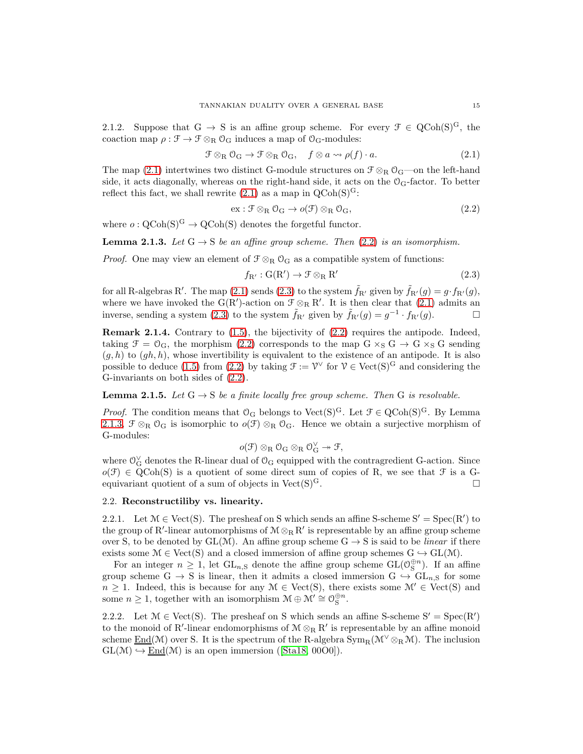2.1.2. Suppose that $\mathrm{G} \to \mathrm{S}$ is an affine group scheme. For every $\mathcal{F} \in \mathrm{QCoh}(\mathrm{S})^{\mathrm{G}}$, the coaction map $\rho : \mathcal{F} \to \mathcal{F} \otimes_{\mathrm{R}} \mathcal{O}_{\mathrm{G}}$ induces a map of $\mathcal{O}_{\mathrm{G}}$-modules:

$$\mathcal{F} \otimes_{\mathrm{R}} \mathcal{O}_{\mathrm{G}} \to \mathcal{F} \otimes_{\mathrm{R}} \mathcal{O}_{\mathrm{G}}, \quad f \otimes a \rightsquigarrow \rho(f) \cdot a. \tag{2.1}$$

The map (2.1) intertwines two distinct G-module structures on $\mathcal{F} \otimes_{\mathrm{R}} \mathcal{O}_{\mathrm{G}}$—on the left-hand side, it acts diagonally, whereas on the right-hand side, it acts on the $\mathcal{O}_{\mathrm{G}}$-factor. To better reflect this fact, we shall rewrite (2.1) as a map in $\mathrm{QCoh}(\mathrm{S})^{\mathrm{G}}$:

$$\mathrm{ex} : \mathcal{F} \otimes_{\mathrm{R}} \mathcal{O}_{\mathrm{G}} \to o(\mathcal{F}) \otimes_{\mathrm{R}} \mathcal{O}_{\mathrm{G}}, \tag{2.2}$$

where $o : \mathrm{QCoh}(\mathrm{S})^{\mathrm{G}} \to \mathrm{QCoh}(\mathrm{S})$ denotes the forgetful functor.

**Lemma 2.1.3.** *Let $\mathrm{G} \to \mathrm{S}$ be an affine group scheme. Then (2.2) is an isomorphism.*

*Proof.* One may view an element of $\mathcal{F} \otimes_{\mathrm{R}} \mathcal{O}_{\mathrm{G}}$ as a compatible system of functions:

$$f_{\mathrm{R}'} : \mathrm{G}(\mathrm{R}') \to \mathcal{F} \otimes_{\mathrm{R}} \mathrm{R}' \tag{2.3}$$

for all R-algebras $\mathrm{R}'$. The map (2.1) sends (2.3) to the system $\tilde{f}_{\mathrm{R}'}$ given by $\tilde{f}_{\mathrm{R}'}(g) = g \cdot f_{\mathrm{R}'}(g)$, where we have invoked the $\mathrm{G}(\mathrm{R}')$-action on $\mathcal{F} \otimes_{\mathrm{R}} \mathrm{R}'$. It is then clear that (2.1) admits an inverse, sending a system (2.3) to the system $\bar{f}_{\mathrm{R}'}$ given by $\bar{f}_{\mathrm{R}'}(g) = g^{-1} \cdot f_{\mathrm{R}'}(g)$. $\square$

**Remark 2.1.4.** Contrary to (1.5), the bijectivity of (2.2) requires the antipode. Indeed, taking $\mathcal{F} = \mathcal{O}_{\mathrm{G}}$, the morphism (2.2) corresponds to the map $\mathrm{G} \times_{\mathrm{S}} \mathrm{G} \to \mathrm{G} \times_{\mathrm{S}} \mathrm{G}$ sending $(g, h)$ to $(gh, h)$, whose invertibility is equivalent to the existence of an antipode. It is also possible to deduce (1.5) from (2.2) by taking $\mathcal{F} := \mathcal{V}^{\vee}$ for $\mathcal{V} \in \mathrm{Vect}(\mathrm{S})^{\mathrm{G}}$ and considering the G-invariants on both sides of (2.2).

**Lemma 2.1.5.** *Let $\mathrm{G} \to \mathrm{S}$ be a finite locally free group scheme. Then G is resolvable.*

*Proof.* The condition means that $\mathcal{O}_{\mathrm{G}}$ belongs to $\mathrm{Vect}(\mathrm{S})^{\mathrm{G}}$. Let $\mathcal{F} \in \mathrm{QCoh}(\mathrm{S})^{\mathrm{G}}$. By Lemma 2.1.3, $\mathcal{F} \otimes_{\mathrm{R}} \mathcal{O}_{\mathrm{G}}$ is isomorphic to $o(\mathcal{F}) \otimes_{\mathrm{R}} \mathcal{O}_{\mathrm{G}}$. Hence we obtain a surjective morphism of G-modules:

$$o(\mathcal{F}) \otimes_{\mathrm{R}} \mathcal{O}_{\mathrm{G}} \otimes_{\mathrm{R}} \mathcal{O}_{\mathrm{G}}^{\vee} \twoheadrightarrow \mathcal{F},$$

where $\mathcal{O}_{\mathrm{G}}^{\vee}$ denotes the R-linear dual of $\mathcal{O}_{\mathrm{G}}$ equipped with the contragredient G-action. Since $o(\mathcal{F}) \in \mathrm{QCoh}(\mathrm{S})$ is a quotient of some direct sum of copies of R, we see that $\mathcal{F}$ is a G-equivariant quotient of a sum of objects in $\mathrm{Vect}(\mathrm{S})^{\mathrm{G}}$. $\square$

## 2.2. Reconstructiliby vs. linearity.

2.2.1. Let $\mathcal{M} \in \mathrm{Vect}(\mathrm{S})$. The presheaf on S which sends an affine S-scheme $\mathrm{S}' = \mathrm{Spec}(\mathrm{R}')$ to the group of $\mathrm{R}'$-linear automorphisms of $\mathcal{M} \otimes_{\mathrm{R}} \mathrm{R}'$ is representable by an affine group scheme over S, to be denoted by $\mathrm{GL}(\mathcal{M})$. An affine group scheme $\mathrm{G} \to \mathrm{S}$ is said to be *linear* if there exists some $\mathcal{M} \in \mathrm{Vect}(\mathrm{S})$ and a closed immersion of affine group schemes $\mathrm{G} \hookrightarrow \mathrm{GL}(\mathcal{M})$.

For an integer $n \geq 1$, let $\mathrm{GL}_{n,\mathrm{S}}$ denote the affine group scheme $\mathrm{GL}(\mathcal{O}_{\mathrm{S}}^{\oplus n})$. If an affine group scheme $\mathrm{G} \to \mathrm{S}$ is linear, then it admits a closed immersion $\mathrm{G} \hookrightarrow \mathrm{GL}_{n,\mathrm{S}}$ for some $n \geq 1$. Indeed, this is because for any $\mathcal{M} \in \mathrm{Vect}(\mathrm{S})$, there exists some $\mathcal{M}' \in \mathrm{Vect}(\mathrm{S})$ and some $n \geq 1$, together with an isomorphism $\mathcal{M} \oplus \mathcal{M}' \cong \mathcal{O}_{\mathrm{S}}^{\oplus n}$.

2.2.2. Let $\mathcal{M} \in \mathrm{Vect}(\mathrm{S})$. The presheaf on S which sends an affine S-scheme $\mathrm{S}' = \mathrm{Spec}(\mathrm{R}')$ to the monoid of $\mathrm{R}'$-linear endomorphisms of $\mathcal{M} \otimes_{\mathrm{R}} \mathrm{R}'$ is representable by an affine monoid scheme $\underline{\mathrm{End}}(\mathcal{M})$ over S. It is the spectrum of the R-algebra $\mathrm{Sym}_{\mathrm{R}}(\mathcal{M}^{\vee} \otimes_{\mathrm{R}} \mathcal{M})$. The inclusion $\mathrm{GL}(\mathcal{M}) \hookrightarrow \underline{\mathrm{End}}(\mathcal{M})$ is an open immersion ([Sta18, 00O0]).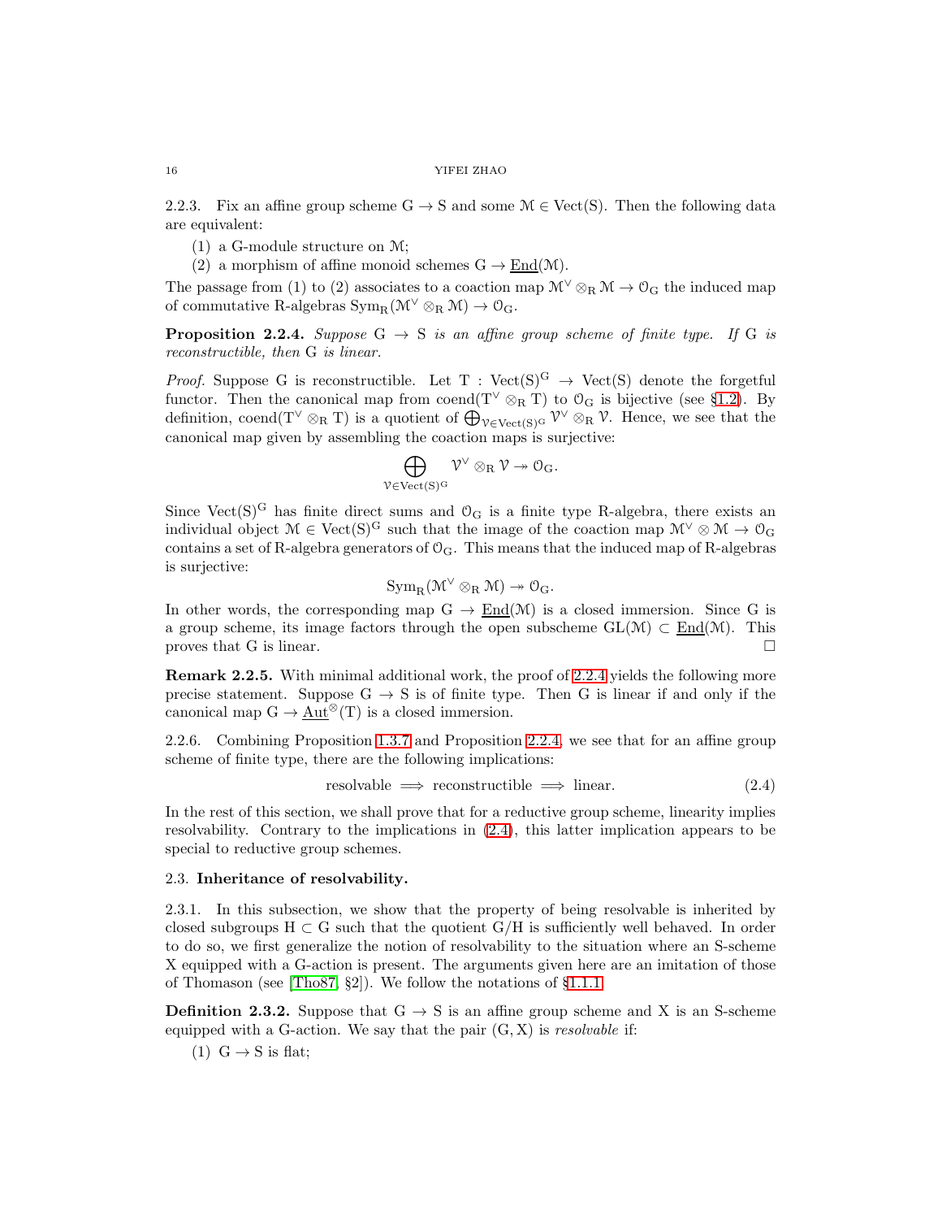2.2.3. Fix an affine group scheme $G \to S$ and some $\mathcal{M} \in \mathrm{Vect}(S)$. Then the following data are equivalent:

(1) a G-module structure on $\mathcal{M}$;
(2) a morphism of affine monoid schemes $G \to \underline{\mathrm{End}}(\mathcal{M})$.

The passage from (1) to (2) associates to a coaction map $\mathcal{M}^\vee \otimes_R \mathcal{M} \to \mathcal{O}_G$ the induced map of commutative R-algebras $\mathrm{Sym}_R(\mathcal{M}^\vee \otimes_R \mathcal{M}) \to \mathcal{O}_G$.

**Proposition 2.2.4.** *Suppose $G \to S$ is an affine group scheme of finite type. If G is reconstructible, then G is linear.*

*Proof.* Suppose G is reconstructible. Let $T : \mathrm{Vect}(S)^G \to \mathrm{Vect}(S)$ denote the forgetful functor. Then the canonical map from $\mathrm{coend}(T^\vee \otimes_R T)$ to $\mathcal{O}_G$ is bijective (see §1.2). By definition, $\mathrm{coend}(T^\vee \otimes_R T)$ is a quotient of $\bigoplus_{\mathcal{V} \in \mathrm{Vect}(S)^G} \mathcal{V}^\vee \otimes_R \mathcal{V}$. Hence, we see that the canonical map given by assembling the coaction maps is surjective:

$$\bigoplus_{\mathcal{V} \in \mathrm{Vect}(S)^G} \mathcal{V}^\vee \otimes_R \mathcal{V} \twoheadrightarrow \mathcal{O}_G.$$

Since $\mathrm{Vect}(S)^G$ has finite direct sums and $\mathcal{O}_G$ is a finite type R-algebra, there exists an individual object $\mathcal{M} \in \mathrm{Vect}(S)^G$ such that the image of the coaction map $\mathcal{M}^\vee \otimes \mathcal{M} \to \mathcal{O}_G$ contains a set of R-algebra generators of $\mathcal{O}_G$. This means that the induced map of R-algebras is surjective:

$$\mathrm{Sym}_R(\mathcal{M}^\vee \otimes_R \mathcal{M}) \twoheadrightarrow \mathcal{O}_G.$$

In other words, the corresponding map $G \to \underline{\mathrm{End}}(\mathcal{M})$ is a closed immersion. Since G is a group scheme, its image factors through the open subscheme $\mathrm{GL}(\mathcal{M}) \subset \underline{\mathrm{End}}(\mathcal{M})$. This proves that G is linear. □

**Remark 2.2.5.** With minimal additional work, the proof of 2.2.4 yields the following more precise statement. Suppose $G \to S$ is of finite type. Then G is linear if and only if the canonical map $G \to \underline{\mathrm{Aut}}^\otimes(T)$ is a closed immersion.

2.2.6. Combining Proposition 1.3.7 and Proposition 2.2.4, we see that for an affine group scheme of finite type, there are the following implications:

$$\text{resolvable} \implies \text{reconstructible} \implies \text{linear}. \tag{2.4}$$

In the rest of this section, we shall prove that for a reductive group scheme, linearity implies resolvability. Contrary to the implications in (2.4), this latter implication appears to be special to reductive group schemes.

## 2.3. Inheritance of resolvability.

2.3.1. In this subsection, we show that the property of being resolvable is inherited by closed subgroups $H \subset G$ such that the quotient $G/H$ is sufficiently well behaved. In order to do so, we first generalize the notion of resolvability to the situation where an S-scheme X equipped with a G-action is present. The arguments given here are an imitation of those of Thomason (see [Tho87, §2]). We follow the notations of §1.1.1.

**Definition 2.3.2.** Suppose that $G \to S$ is an affine group scheme and X is an S-scheme equipped with a G-action. We say that the pair $(G, X)$ is *resolvable* if:

(1) $G \to S$ is flat;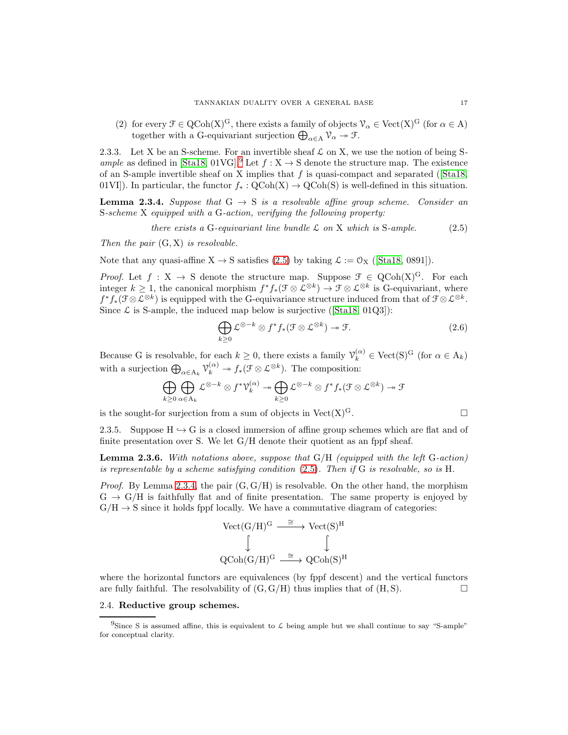(2) for every $\mathcal{F} \in \mathrm{QCoh}(\mathrm{X})^{\mathrm{G}}$, there exists a family of objects $\mathcal{V}_\alpha \in \mathrm{Vect}(\mathrm{X})^{\mathrm{G}}$ (for $\alpha \in \mathrm{A}$) together with a G-equivariant surjection $\bigoplus_{\alpha \in \mathrm{A}} \mathcal{V}_\alpha \twoheadrightarrow \mathcal{F}$.

2.3.3. Let X be an S-scheme. For an invertible sheaf $\mathcal{L}$ on X, we use the notion of being S-*ample* as defined in [Sta18, 01VG].[9] Let $f : \mathrm{X} \to \mathrm{S}$ denote the structure map. The existence of an S-ample invertible sheaf on X implies that $f$ is quasi-compact and separated ([Sta18, 01VI]). In particular, the functor $f_* : \mathrm{QCoh}(\mathrm{X}) \to \mathrm{QCoh}(\mathrm{S})$ is well-defined in this situation.

**Lemma 2.3.4.** *Suppose that* $\mathrm{G} \to \mathrm{S}$ *is a resolvable affine group scheme. Consider an* S*-scheme* X *equipped with a* G*-action, verifying the following property:*

$$\text{there exists a G-equivariant line bundle } \mathcal{L} \text{ on X which is S-ample.} \tag{2.5}$$

*Then the pair* $(\mathrm{G}, \mathrm{X})$ *is resolvable.*

Note that any quasi-affine $\mathrm{X} \to \mathrm{S}$ satisfies (2.5) by taking $\mathcal{L} := \mathcal{O}_{\mathrm{X}}$ ([Sta18, 0891]).

*Proof.* Let $f : \mathrm{X} \to \mathrm{S}$ denote the structure map. Suppose $\mathcal{F} \in \mathrm{QCoh}(\mathrm{X})^{\mathrm{G}}$. For each integer $k \geq 1$, the canonical morphism $f^* f_*(\mathcal{F} \otimes \mathcal{L}^{\otimes k}) \to \mathcal{F} \otimes \mathcal{L}^{\otimes k}$ is G-equivariant, where $f^* f_*(\mathcal{F} \otimes \mathcal{L}^{\otimes k})$ is equipped with the G-equivariance structure induced from that of $\mathcal{F} \otimes \mathcal{L}^{\otimes k}$. Since $\mathcal{L}$ is S-ample, the induced map below is surjective ([Sta18, 01Q3]):

$$\bigoplus_{k \geq 0} \mathcal{L}^{\otimes -k} \otimes f^* f_*(\mathcal{F} \otimes \mathcal{L}^{\otimes k}) \twoheadrightarrow \mathcal{F}. \tag{2.6}$$

Because G is resolvable, for each $k \geq 0$, there exists a family $\mathcal{V}_k^{(\alpha)} \in \mathrm{Vect}(\mathrm{S})^{\mathrm{G}}$ (for $\alpha \in \mathrm{A}_k$) with a surjection $\bigoplus_{\alpha \in \mathrm{A}_k} \mathcal{V}_k^{(\alpha)} \twoheadrightarrow f_*(\mathcal{F} \otimes \mathcal{L}^{\otimes k})$. The composition:

$$\bigoplus_{k \geq 0} \bigoplus_{\alpha \in \mathrm{A}_k} \mathcal{L}^{\otimes -k} \otimes f^* \mathcal{V}_k^{(\alpha)} \twoheadrightarrow \bigoplus_{k \geq 0} \mathcal{L}^{\otimes -k} \otimes f^* f_*(\mathcal{F} \otimes \mathcal{L}^{\otimes k}) \twoheadrightarrow \mathcal{F}$$

is the sought-for surjection from a sum of objects in $\mathrm{Vect}(\mathrm{X})^{\mathrm{G}}$. □

2.3.5. Suppose $\mathrm{H} \hookrightarrow \mathrm{G}$ is a closed immersion of affine group schemes which are flat and of finite presentation over S. We let G/H denote their quotient as an fppf sheaf.

**Lemma 2.3.6.** *With notations above, suppose that* G/H *(equipped with the left* G*-action) is representable by a scheme satisfying condition* (2.5)*. Then if* G *is resolvable, so is* H.

*Proof.* By Lemma 2.3.4, the pair $(\mathrm{G}, \mathrm{G}/\mathrm{H})$ is resolvable. On the other hand, the morphism $\mathrm{G} \to \mathrm{G}/\mathrm{H}$ is faithfully flat and of finite presentation. The same property is enjoyed by $\mathrm{G}/\mathrm{H} \to \mathrm{S}$ since it holds fppf locally. We have a commutative diagram of categories:

$$\begin{array}{ccc} \mathrm{Vect}(\mathrm{G}/\mathrm{H})^{\mathrm{G}} & \xrightarrow{\cong} & \mathrm{Vect}(\mathrm{S})^{\mathrm{H}} \\ \big\downarrow & & \big\downarrow \\ \mathrm{QCoh}(\mathrm{G}/\mathrm{H})^{\mathrm{G}} & \xrightarrow{\cong} & \mathrm{QCoh}(\mathrm{S})^{\mathrm{H}} \end{array}$$

where the horizontal functors are equivalences (by fppf descent) and the vertical functors are fully faithful. The resolvability of $(\mathrm{G}, \mathrm{G}/\mathrm{H})$ thus implies that of $(\mathrm{H}, \mathrm{S})$. □

## 2.4. Reductive group schemes.

[9] Since S is assumed affine, this is equivalent to $\mathcal{L}$ being ample but we shall continue to say "S-ample" for conceptual clarity.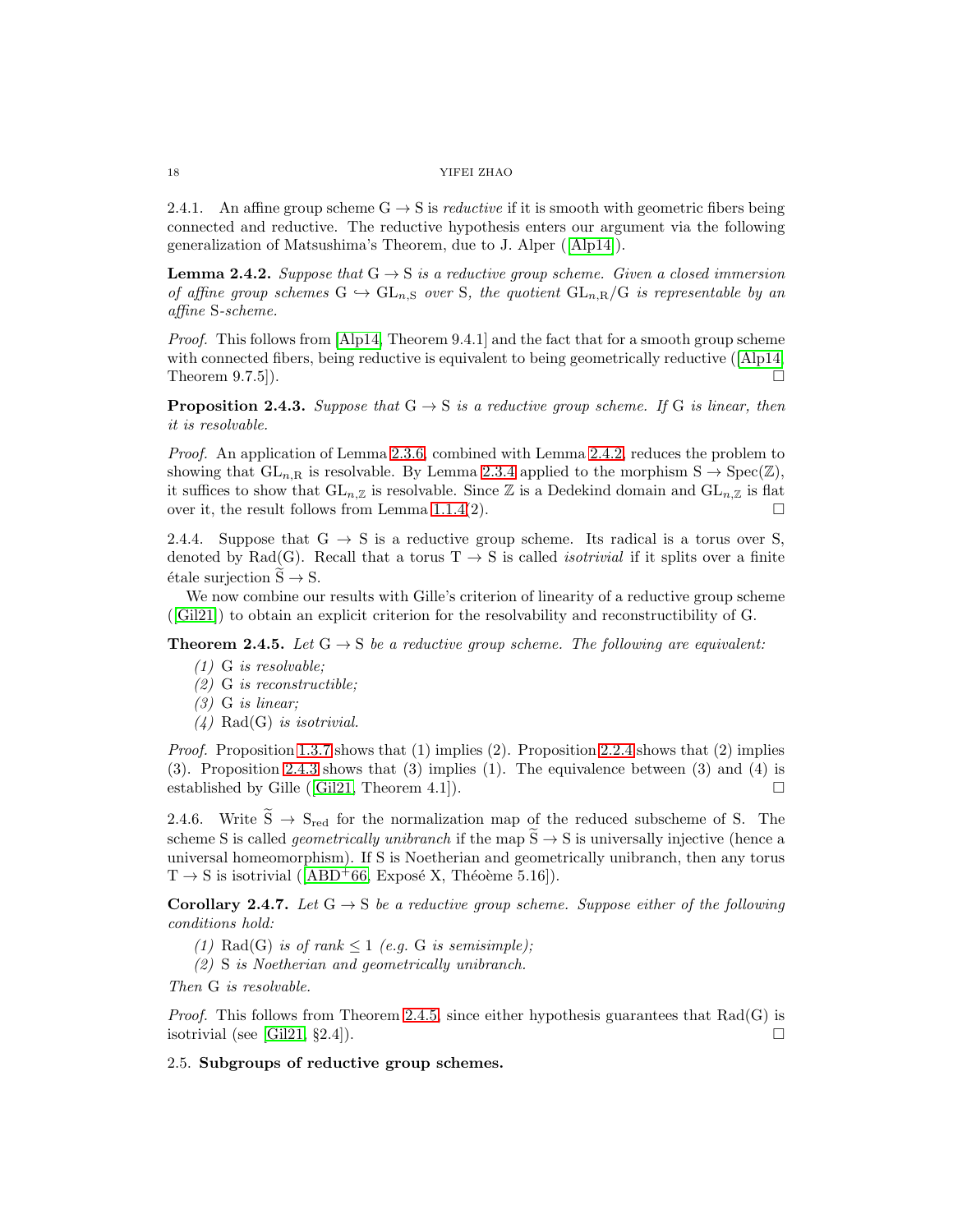2.4.1. An affine group scheme $G \to S$ is *reductive* if it is smooth with geometric fibers being connected and reductive. The reductive hypothesis enters our argument via the following generalization of Matsushima's Theorem, due to J. Alper ([Alp14]).

**Lemma 2.4.2.** *Suppose that $G \to S$ is a reductive group scheme. Given a closed immersion of affine group schemes $G \hookrightarrow GL_{n,S}$ over S, the quotient $GL_{n,R}/G$ is representable by an affine S-scheme.*

*Proof.* This follows from [Alp14, Theorem 9.4.1] and the fact that for a smooth group scheme with connected fibers, being reductive is equivalent to being geometrically reductive ([Alp14, Theorem 9.7.5]). □

**Proposition 2.4.3.** *Suppose that $G \to S$ is a reductive group scheme. If G is linear, then it is resolvable.*

*Proof.* An application of Lemma 2.3.6, combined with Lemma 2.4.2, reduces the problem to showing that $GL_{n,R}$ is resolvable. By Lemma 2.3.4 applied to the morphism $S \to \operatorname{Spec}(\mathbb{Z})$, it suffices to show that $GL_{n,\mathbb{Z}}$ is resolvable. Since $\mathbb{Z}$ is a Dedekind domain and $GL_{n,\mathbb{Z}}$ is flat over it, the result follows from Lemma 1.1.4(2). □

2.4.4. Suppose that $G \to S$ is a reductive group scheme. Its radical is a torus over S, denoted by Rad(G). Recall that a torus $T \to S$ is called *isotrivial* if it splits over a finite étale surjection $\widetilde{S} \to S$.

We now combine our results with Gille's criterion of linearity of a reductive group scheme ([Gil21]) to obtain an explicit criterion for the resolvability and reconstructibility of G.

**Theorem 2.4.5.** *Let $G \to S$ be a reductive group scheme. The following are equivalent:*

1. *G is resolvable;*
2. *G is reconstructible;*
3. *G is linear;*
4. *Rad(G) is isotrivial.*

*Proof.* Proposition 1.3.7 shows that (1) implies (2). Proposition 2.2.4 shows that (2) implies (3). Proposition 2.4.3 shows that (3) implies (1). The equivalence between (3) and (4) is established by Gille ([Gil21, Theorem 4.1]). □

2.4.6. Write $\widetilde{S} \to S_{\text{red}}$ for the normalization map of the reduced subscheme of S. The scheme S is called *geometrically unibranch* if the map $\widetilde{S} \to S$ is universally injective (hence a universal homeomorphism). If S is Noetherian and geometrically unibranch, then any torus $T \to S$ is isotrivial ([ABD+66, Exposé X, Théoème 5.16]).

**Corollary 2.4.7.** *Let $G \to S$ be a reductive group scheme. Suppose either of the following conditions hold:*

1. *Rad(G) is of rank $\leq 1$ (e.g. G is semisimple);*
2. *S is Noetherian and geometrically unibranch.*

*Then G is resolvable.*

*Proof.* This follows from Theorem 2.4.5, since either hypothesis guarantees that Rad(G) is isotrivial (see [Gil21, §2.4]). □

## 2.5. Subgroups of reductive group schemes.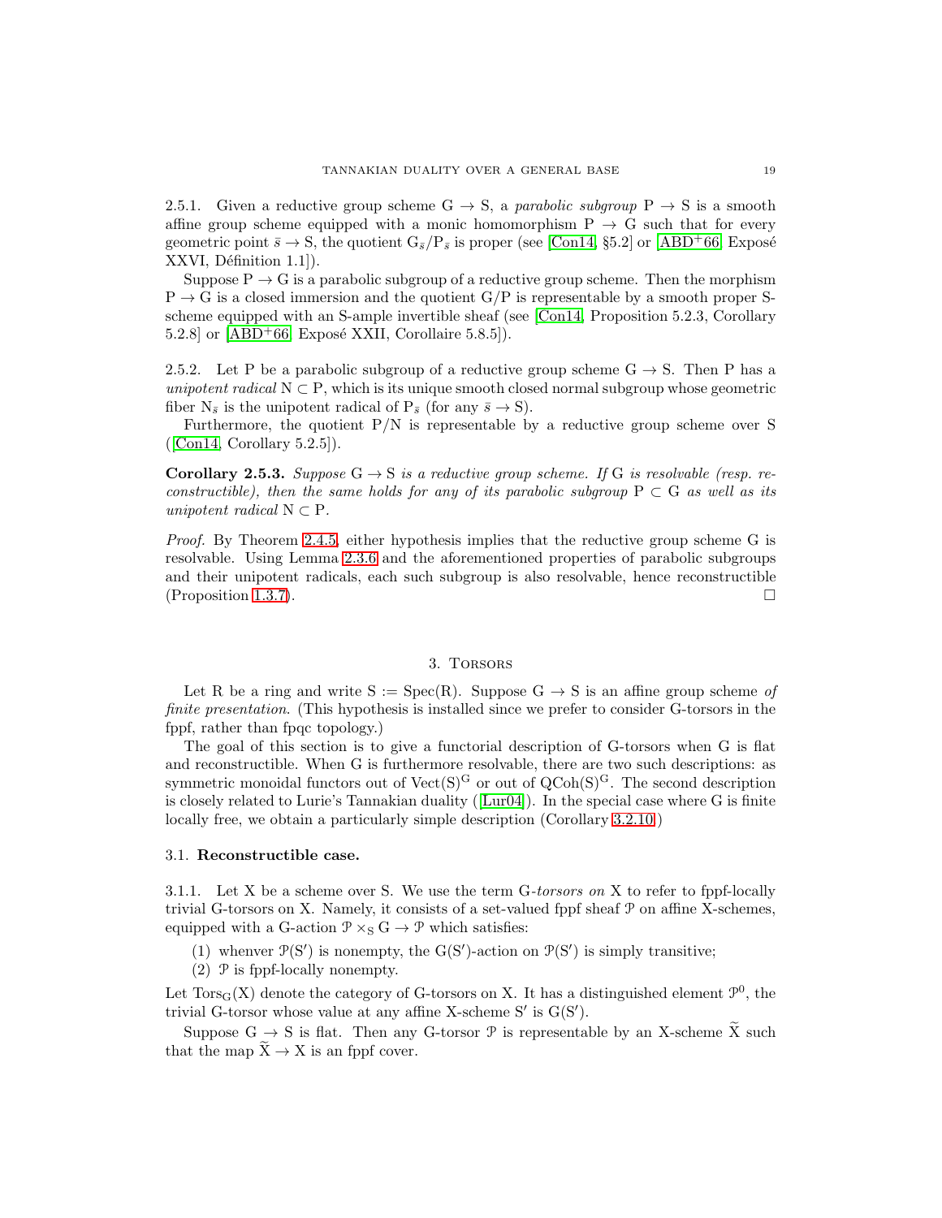2.5.1. Given a reductive group scheme $G \to S$, a *parabolic subgroup* $P \to S$ is a smooth affine group scheme equipped with a monic homomorphism $P \to G$ such that for every geometric point $\bar{s} \to S$, the quotient $G_{\bar{s}}/P_{\bar{s}}$ is proper (see [Con14, §5.2] or [ABD+66, Exposé XXVI, Définition 1.1]).

Suppose $P \to G$ is a parabolic subgroup of a reductive group scheme. Then the morphism $P \to G$ is a closed immersion and the quotient $G/P$ is representable by a smooth proper S-scheme equipped with an S-ample invertible sheaf (see [Con14, Proposition 5.2.3, Corollary 5.2.8] or [ABD+66, Exposé XXII, Corollaire 5.8.5]).

2.5.2. Let P be a parabolic subgroup of a reductive group scheme $G \to S$. Then P has a *unipotent radical* $N \subset P$, which is its unique smooth closed normal subgroup whose geometric fiber $N_{\bar{s}}$ is the unipotent radical of $P_{\bar{s}}$ (for any $\bar{s} \to S$).

Furthermore, the quotient $P/N$ is representable by a reductive group scheme over S ([Con14, Corollary 5.2.5]).

**Corollary 2.5.3.** *Suppose $G \to S$ is a reductive group scheme. If G is resolvable (resp. reconstructible), then the same holds for any of its parabolic subgroup $P \subset G$ as well as its unipotent radical $N \subset P$.*

*Proof.* By Theorem 2.4.5, either hypothesis implies that the reductive group scheme G is resolvable. Using Lemma 2.3.6 and the aforementioned properties of parabolic subgroups and their unipotent radicals, each such subgroup is also resolvable, hence reconstructible (Proposition 1.3.7). □

## 3. Torsors

Let R be a ring and write $S := \mathrm{Spec}(R)$. Suppose $G \to S$ is an affine group scheme *of finite presentation*. (This hypothesis is installed since we prefer to consider G-torsors in the fppf, rather than fpqc topology.)

The goal of this section is to give a functorial description of G-torsors when G is flat and reconstructible. When G is furthermore resolvable, there are two such descriptions: as symmetric monoidal functors out of $\mathrm{Vect}(S)^G$ or out of $\mathrm{QCoh}(S)^G$. The second description is closely related to Lurie's Tannakian duality ([Lur04]). In the special case where G is finite locally free, we obtain a particularly simple description (Corollary 3.2.10.)

### 3.1. Reconstructible case.

3.1.1. Let X be a scheme over S. We use the term G-*torsors on* X to refer to fppf-locally trivial G-torsors on X. Namely, it consists of a set-valued fppf sheaf $\mathcal{P}$ on affine X-schemes, equipped with a G-action $\mathcal{P} \times_S G \to \mathcal{P}$ which satisfies:

(1) whenver $\mathcal{P}(S')$ is nonempty, the $G(S')$-action on $\mathcal{P}(S')$ is simply transitive;
(2) $\mathcal{P}$ is fppf-locally nonempty.

Let $\mathrm{Tors}_G(X)$ denote the category of G-torsors on X. It has a distinguished element $\mathcal{P}^0$, the trivial G-torsor whose value at any affine X-scheme $S'$ is $G(S')$.

Suppose $G \to S$ is flat. Then any G-torsor $\mathcal{P}$ is representable by an X-scheme $\widetilde{X}$ such that the map $\widetilde{X} \to X$ is an fppf cover.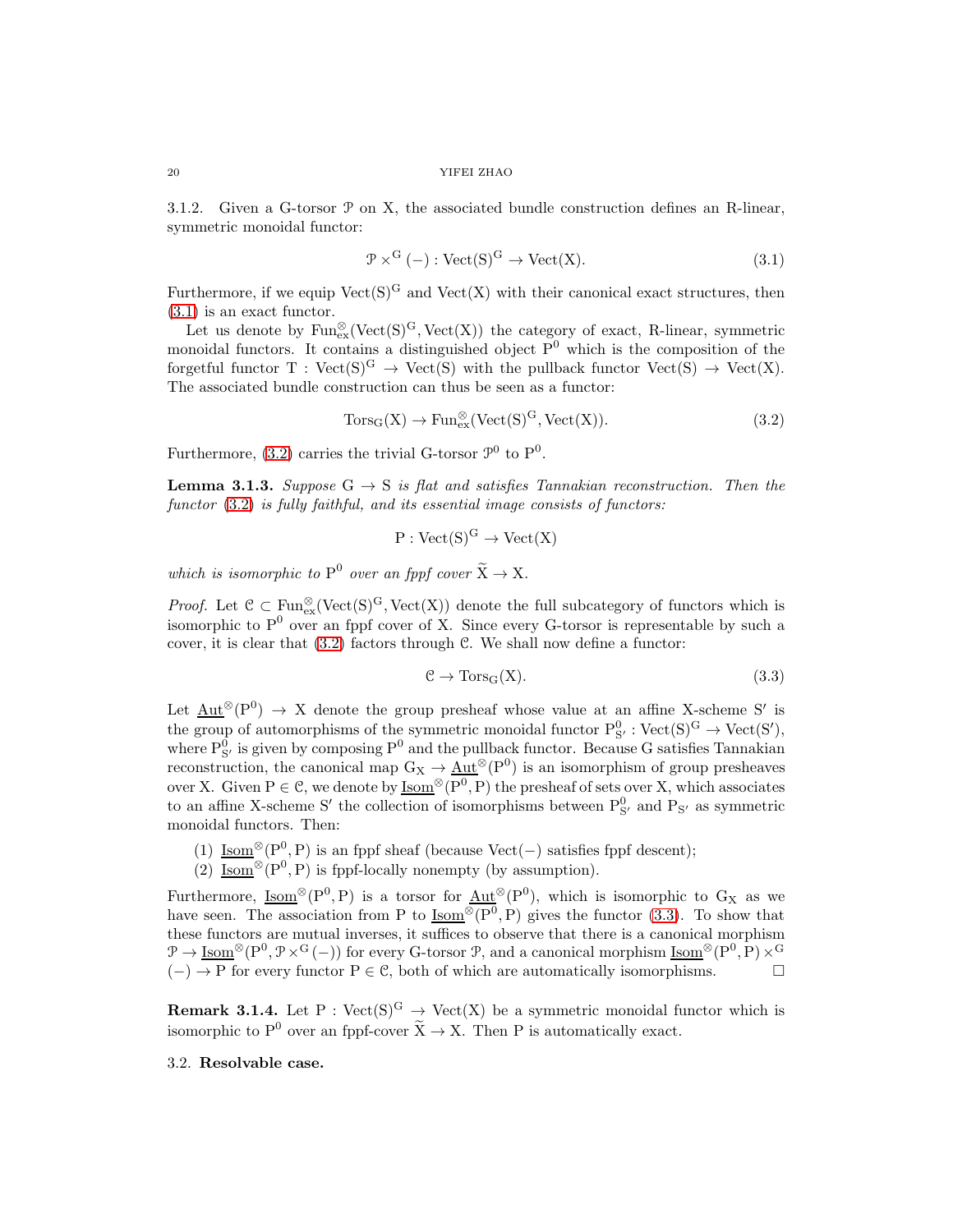3.1.2. Given a G-torsor $\mathcal{P}$ on X, the associated bundle construction defines an R-linear, symmetric monoidal functor:

$$\mathcal{P} \times^{G} (-) : \mathrm{Vect}(S)^{G} \to \mathrm{Vect}(X). \tag{3.1}$$

Furthermore, if we equip $\mathrm{Vect}(S)^G$ and $\mathrm{Vect}(X)$ with their canonical exact structures, then (3.1) is an exact functor.

Let us denote by $\mathrm{Fun}^{\otimes}_{\mathrm{ex}}(\mathrm{Vect}(S)^G, \mathrm{Vect}(X))$ the category of exact, R-linear, symmetric monoidal functors. It contains a distinguished object $P^0$ which is the composition of the forgetful functor $T : \mathrm{Vect}(S)^G \to \mathrm{Vect}(S)$ with the pullback functor $\mathrm{Vect}(S) \to \mathrm{Vect}(X)$. The associated bundle construction can thus be seen as a functor:

$$\mathrm{Tors}_G(X) \to \mathrm{Fun}^{\otimes}_{\mathrm{ex}}(\mathrm{Vect}(S)^G, \mathrm{Vect}(X)). \tag{3.2}$$

Furthermore, (3.2) carries the trivial G-torsor $\mathcal{P}^0$ to $P^0$.

**Lemma 3.1.3.** *Suppose* $G \to S$ *is flat and satisfies Tannakian reconstruction. Then the functor* (3.2) *is fully faithful, and its essential image consists of functors:*

$$P : \mathrm{Vect}(S)^G \to \mathrm{Vect}(X)$$

*which is isomorphic to* $P^0$ *over an fppf cover* $\widetilde{X} \to X$.

*Proof.* Let $\mathcal{C} \subset \mathrm{Fun}^{\otimes}_{\mathrm{ex}}(\mathrm{Vect}(S)^G, \mathrm{Vect}(X))$ denote the full subcategory of functors which is isomorphic to $P^0$ over an fppf cover of X. Since every G-torsor is representable by such a cover, it is clear that (3.2) factors through $\mathcal{C}$. We shall now define a functor:

$$\mathcal{C} \to \mathrm{Tors}_G(X). \tag{3.3}$$

Let $\underline{\mathrm{Aut}}^{\otimes}(P^0) \to X$ denote the group presheaf whose value at an affine X-scheme $S'$ is the group of automorphisms of the symmetric monoidal functor $P^0_{S'} : \mathrm{Vect}(S)^G \to \mathrm{Vect}(S')$, where $P^0_{S'}$ is given by composing $P^0$ and the pullback functor. Because G satisfies Tannakian reconstruction, the canonical map $G_X \to \underline{\mathrm{Aut}}^{\otimes}(P^0)$ is an isomorphism of group presheaves over X. Given $P \in \mathcal{C}$, we denote by $\underline{\mathrm{Isom}}^{\otimes}(P^0, P)$ the presheaf of sets over X, which associates to an affine X-scheme $S'$ the collection of isomorphisms between $P^0_{S'}$ and $P_{S'}$ as symmetric monoidal functors. Then:

1. $\underline{\mathrm{Isom}}^{\otimes}(P^0, P)$ is an fppf sheaf (because $\mathrm{Vect}(-)$ satisfies fppf descent);
2. $\underline{\mathrm{Isom}}^{\otimes}(P^0, P)$ is fppf-locally nonempty (by assumption).

Furthermore, $\underline{\mathrm{Isom}}^{\otimes}(P^0, P)$ is a torsor for $\underline{\mathrm{Aut}}^{\otimes}(P^0)$, which is isomorphic to $G_X$ as we have seen. The association from P to $\underline{\mathrm{Isom}}^{\otimes}(P^0, P)$ gives the functor (3.3). To show that these functors are mutual inverses, it suffices to observe that there is a canonical morphism $\mathcal{P} \to \underline{\mathrm{Isom}}^{\otimes}(P^0, \mathcal{P} \times^G (-))$ for every G-torsor $\mathcal{P}$, and a canonical morphism $\underline{\mathrm{Isom}}^{\otimes}(P^0, P) \times^G (-) \to P$ for every functor $P \in \mathcal{C}$, both of which are automatically isomorphisms. □

**Remark 3.1.4.** Let $P : \mathrm{Vect}(S)^G \to \mathrm{Vect}(X)$ be a symmetric monoidal functor which is isomorphic to $P^0$ over an fppf-cover $\widetilde{X} \to X$. Then P is automatically exact.

## 3.2. Resolvable case.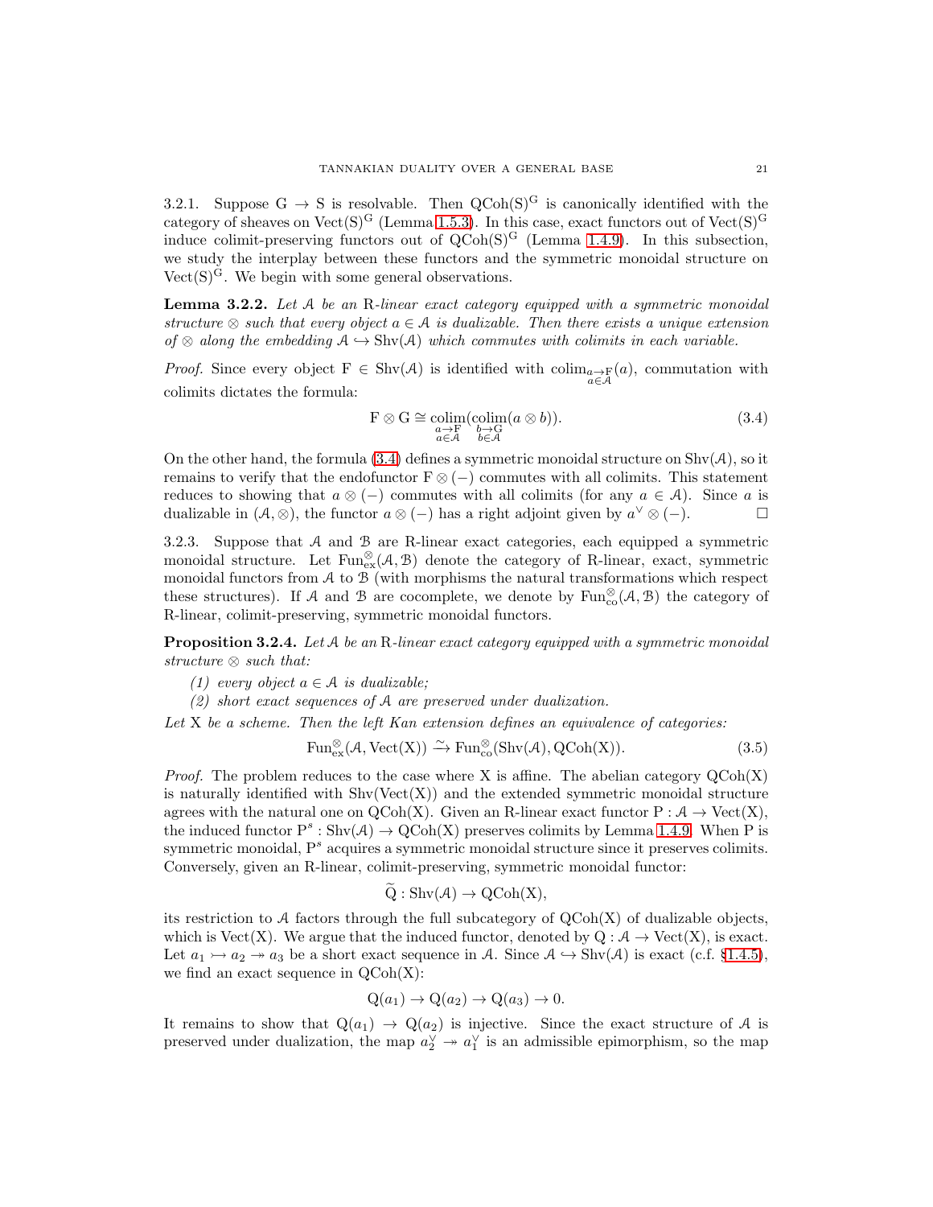3.2.1. Suppose $\mathrm{G} \to \mathrm{S}$ is resolvable. Then $\mathrm{QCoh}(\mathrm{S})^{\mathrm{G}}$ is canonically identified with the category of sheaves on $\mathrm{Vect}(\mathrm{S})^{\mathrm{G}}$ (Lemma 1.5.3). In this case, exact functors out of $\mathrm{Vect}(\mathrm{S})^{\mathrm{G}}$ induce colimit-preserving functors out of $\mathrm{QCoh}(\mathrm{S})^{\mathrm{G}}$ (Lemma 1.4.9). In this subsection, we study the interplay between these functors and the symmetric monoidal structure on $\mathrm{Vect}(\mathrm{S})^{\mathrm{G}}$. We begin with some general observations.

**Lemma 3.2.2.** *Let $\mathcal{A}$ be an* R*-linear exact category equipped with a symmetric monoidal structure $\otimes$ such that every object $a \in \mathcal{A}$ is dualizable. Then there exists a unique extension of $\otimes$ along the embedding $\mathcal{A} \hookrightarrow \mathrm{Shv}(\mathcal{A})$ which commutes with colimits in each variable.*

*Proof.* Since every object $\mathrm{F} \in \mathrm{Shv}(\mathcal{A})$ is identified with $\mathrm{colim}_{\substack{a \to \mathrm{F} \\ a \in \mathcal{A}}}(a)$, commutation with colimits dictates the formula:

$$\mathrm{F} \otimes \mathrm{G} \cong \underset{\substack{a \to \mathrm{F} \\ a \in \mathcal{A}}}{\mathrm{colim}} (\underset{\substack{b \to \mathrm{G} \\ b \in \mathcal{A}}}{\mathrm{colim}} (a \otimes b)). \tag{3.4}$$

On the other hand, the formula (3.4) defines a symmetric monoidal structure on $\mathrm{Shv}(\mathcal{A})$, so it remains to verify that the endofunctor $\mathrm{F} \otimes (-)$ commutes with all colimits. This statement reduces to showing that $a \otimes (-)$ commutes with all colimits (for any $a \in \mathcal{A}$). Since $a$ is dualizable in $(\mathcal{A}, \otimes)$, the functor $a \otimes (-)$ has a right adjoint given by $a^\vee \otimes (-)$. $\square$

3.2.3. Suppose that $\mathcal{A}$ and $\mathcal{B}$ are R-linear exact categories, each equipped a symmetric monoidal structure. Let $\mathrm{Fun}^{\otimes}_{\mathrm{ex}}(\mathcal{A}, \mathcal{B})$ denote the category of R-linear, exact, symmetric monoidal functors from $\mathcal{A}$ to $\mathcal{B}$ (with morphisms the natural transformations which respect these structures). If $\mathcal{A}$ and $\mathcal{B}$ are cocomplete, we denote by $\mathrm{Fun}^{\otimes}_{\mathrm{co}}(\mathcal{A}, \mathcal{B})$ the category of R-linear, colimit-preserving, symmetric monoidal functors.

**Proposition 3.2.4.** *Let $\mathcal{A}$ be an* R*-linear exact category equipped with a symmetric monoidal structure $\otimes$ such that:*

*(1) every object $a \in \mathcal{A}$ is dualizable;*
*(2) short exact sequences of $\mathcal{A}$ are preserved under dualization.*

*Let* X *be a scheme. Then the left Kan extension defines an equivalence of categories:*

$$\mathrm{Fun}^{\otimes}_{\mathrm{ex}}(\mathcal{A}, \mathrm{Vect}(\mathrm{X})) \xrightarrow{\sim} \mathrm{Fun}^{\otimes}_{\mathrm{co}}(\mathrm{Shv}(\mathcal{A}), \mathrm{QCoh}(\mathrm{X})). \tag{3.5}$$

*Proof.* The problem reduces to the case where X is affine. The abelian category $\mathrm{QCoh}(\mathrm{X})$ is naturally identified with $\mathrm{Shv}(\mathrm{Vect}(\mathrm{X}))$ and the extended symmetric monoidal structure agrees with the natural one on $\mathrm{QCoh}(\mathrm{X})$. Given an R-linear exact functor $\mathrm{P} : \mathcal{A} \to \mathrm{Vect}(\mathrm{X})$, the induced functor $\mathrm{P}^s : \mathrm{Shv}(\mathcal{A}) \to \mathrm{QCoh}(\mathrm{X})$ preserves colimits by Lemma 1.4.9. When P is symmetric monoidal, $\mathrm{P}^s$ acquires a symmetric monoidal structure since it preserves colimits. Conversely, given an R-linear, colimit-preserving, symmetric monoidal functor:

$$\widetilde{\mathrm{Q}} : \mathrm{Shv}(\mathcal{A}) \to \mathrm{QCoh}(\mathrm{X}),$$

its restriction to $\mathcal{A}$ factors through the full subcategory of $\mathrm{QCoh}(\mathrm{X})$ of dualizable objects, which is $\mathrm{Vect}(\mathrm{X})$. We argue that the induced functor, denoted by $\mathrm{Q} : \mathcal{A} \to \mathrm{Vect}(\mathrm{X})$, is exact. Let $a_1 \rightarrowtail a_2 \twoheadrightarrow a_3$ be a short exact sequence in $\mathcal{A}$. Since $\mathcal{A} \hookrightarrow \mathrm{Shv}(\mathcal{A})$ is exact (c.f. §1.4.5), we find an exact sequence in $\mathrm{QCoh}(\mathrm{X})$:

$$\mathrm{Q}(a_1) \to \mathrm{Q}(a_2) \to \mathrm{Q}(a_3) \to 0.$$

It remains to show that $\mathrm{Q}(a_1) \to \mathrm{Q}(a_2)$ is injective. Since the exact structure of $\mathcal{A}$ is preserved under dualization, the map $a_2^\vee \twoheadrightarrow a_1^\vee$ is an admissible epimorphism, so the map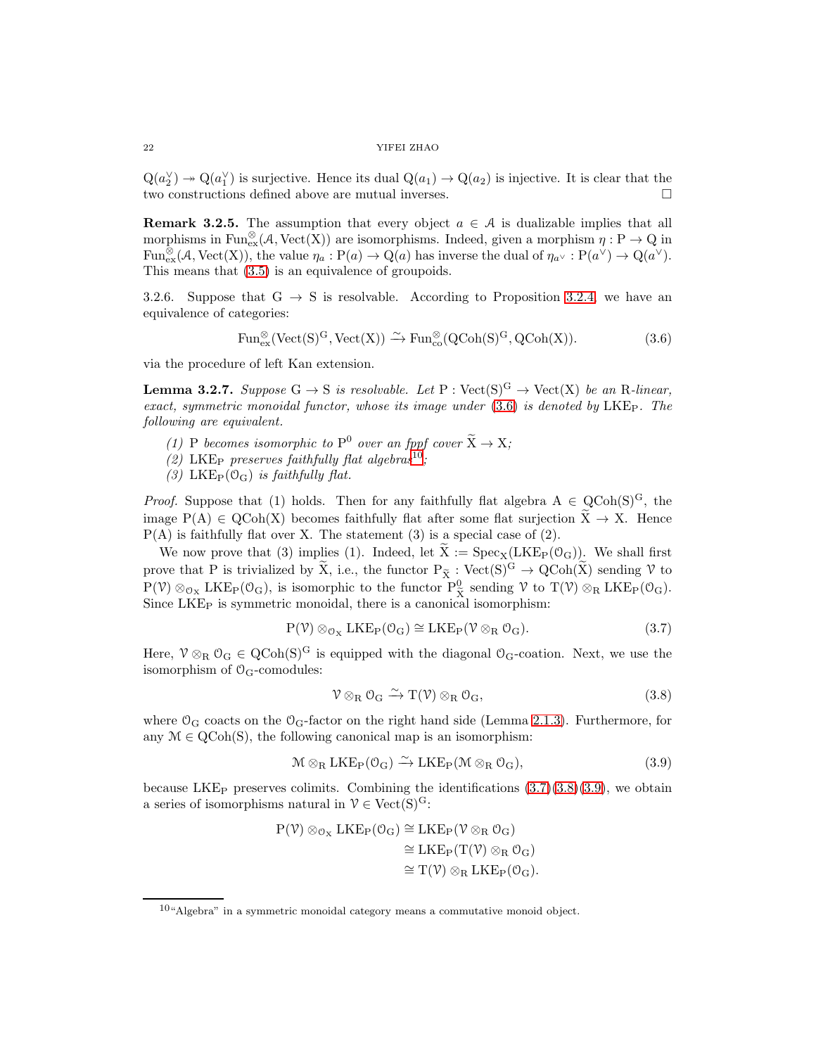$\mathrm{Q}(a_2^\vee) \twoheadrightarrow \mathrm{Q}(a_1^\vee)$ is surjective. Hence its dual $\mathrm{Q}(a_1) \to \mathrm{Q}(a_2)$ is injective. It is clear that the two constructions defined above are mutual inverses. □

**Remark 3.2.5.** The assumption that every object $a \in \mathcal{A}$ is dualizable implies that all morphisms in $\mathrm{Fun}^{\otimes}_{\mathrm{ex}}(\mathcal{A}, \mathrm{Vect}(\mathrm{X}))$ are isomorphisms. Indeed, given a morphism $\eta : \mathrm{P} \to \mathrm{Q}$ in $\mathrm{Fun}^{\otimes}_{\mathrm{ex}}(\mathcal{A}, \mathrm{Vect}(\mathrm{X}))$, the value $\eta_a : \mathrm{P}(a) \to \mathrm{Q}(a)$ has inverse the dual of $\eta_{a^\vee} : \mathrm{P}(a^\vee) \to \mathrm{Q}(a^\vee)$. This means that (3.5) is an equivalence of groupoids.

3.2.6. Suppose that $\mathrm{G} \to \mathrm{S}$ is resolvable. According to Proposition 3.2.4, we have an equivalence of categories:

$$\mathrm{Fun}^{\otimes}_{\mathrm{ex}}(\mathrm{Vect}(\mathrm{S})^{\mathrm{G}}, \mathrm{Vect}(\mathrm{X})) \xrightarrow{\sim} \mathrm{Fun}^{\otimes}_{\mathrm{co}}(\mathrm{QCoh}(\mathrm{S})^{\mathrm{G}}, \mathrm{QCoh}(\mathrm{X})). \tag{3.6}$$

via the procedure of left Kan extension.

**Lemma 3.2.7.** *Suppose $\mathrm{G} \to \mathrm{S}$ is resolvable. Let $\mathrm{P} : \mathrm{Vect}(\mathrm{S})^{\mathrm{G}} \to \mathrm{Vect}(\mathrm{X})$ be an $\mathrm{R}$-linear, exact, symmetric monoidal functor, whose its image under (3.6) is denoted by $\mathrm{LKE}_{\mathrm{P}}$. The following are equivalent.*

*(1) $\mathrm{P}$ becomes isomorphic to $\mathrm{P}^0$ over an fppf cover $\widetilde{\mathrm{X}} \to \mathrm{X}$;*

*(2) $\mathrm{LKE}_{\mathrm{P}}$ preserves faithfully flat algebras[10];*

*(3) $\mathrm{LKE}_{\mathrm{P}}(\mathcal{O}_{\mathrm{G}})$ is faithfully flat.*

*Proof.* Suppose that (1) holds. Then for any faithfully flat algebra $\mathrm{A} \in \mathrm{QCoh}(\mathrm{S})^{\mathrm{G}}$, the image $\mathrm{P}(\mathrm{A}) \in \mathrm{QCoh}(\mathrm{X})$ becomes faithfully flat after some flat surjection $\widetilde{\mathrm{X}} \to \mathrm{X}$. Hence $\mathrm{P}(\mathrm{A})$ is faithfully flat over $\mathrm{X}$. The statement (3) is a special case of (2).

We now prove that (3) implies (1). Indeed, let $\widetilde{\mathrm{X}} := \mathrm{Spec}_{\mathrm{X}}(\mathrm{LKE}_{\mathrm{P}}(\mathcal{O}_{\mathrm{G}}))$. We shall first prove that $\mathrm{P}$ is trivialized by $\widetilde{\mathrm{X}}$, i.e., the functor $\mathrm{P}_{\widetilde{\mathrm{X}}} : \mathrm{Vect}(\mathrm{S})^{\mathrm{G}} \to \mathrm{QCoh}(\widetilde{\mathrm{X}})$ sending $\mathcal{V}$ to $\mathrm{P}(\mathcal{V}) \otimes_{\mathcal{O}_{\mathrm{X}}} \mathrm{LKE}_{\mathrm{P}}(\mathcal{O}_{\mathrm{G}})$, is isomorphic to the functor $\mathrm{P}^0_{\widetilde{\mathrm{X}}}$ sending $\mathcal{V}$ to $\mathrm{T}(\mathcal{V}) \otimes_{\mathrm{R}} \mathrm{LKE}_{\mathrm{P}}(\mathcal{O}_{\mathrm{G}})$. Since $\mathrm{LKE}_{\mathrm{P}}$ is symmetric monoidal, there is a canonical isomorphism:

$$\mathrm{P}(\mathcal{V}) \otimes_{\mathcal{O}_{\mathrm{X}}} \mathrm{LKE}_{\mathrm{P}}(\mathcal{O}_{\mathrm{G}}) \cong \mathrm{LKE}_{\mathrm{P}}(\mathcal{V} \otimes_{\mathrm{R}} \mathcal{O}_{\mathrm{G}}). \tag{3.7}$$

Here, $\mathcal{V} \otimes_{\mathrm{R}} \mathcal{O}_{\mathrm{G}} \in \mathrm{QCoh}(\mathrm{S})^{\mathrm{G}}$ is equipped with the diagonal $\mathcal{O}_{\mathrm{G}}$-coation. Next, we use the isomorphism of $\mathcal{O}_{\mathrm{G}}$-comodules:

$$\mathcal{V} \otimes_{\mathrm{R}} \mathcal{O}_{\mathrm{G}} \xrightarrow{\sim} \mathrm{T}(\mathcal{V}) \otimes_{\mathrm{R}} \mathcal{O}_{\mathrm{G}}, \tag{3.8}$$

where $\mathcal{O}_{\mathrm{G}}$ coacts on the $\mathcal{O}_{\mathrm{G}}$-factor on the right hand side (Lemma 2.1.3). Furthermore, for any $\mathcal{M} \in \mathrm{QCoh}(\mathrm{S})$, the following canonical map is an isomorphism:

$$\mathcal{M} \otimes_{\mathrm{R}} \mathrm{LKE}_{\mathrm{P}}(\mathcal{O}_{\mathrm{G}}) \xrightarrow{\sim} \mathrm{LKE}_{\mathrm{P}}(\mathcal{M} \otimes_{\mathrm{R}} \mathcal{O}_{\mathrm{G}}), \tag{3.9}$$

because $\mathrm{LKE}_{\mathrm{P}}$ preserves colimits. Combining the identifications (3.7)(3.8)(3.9), we obtain a series of isomorphisms natural in $\mathcal{V} \in \mathrm{Vect}(\mathrm{S})^{\mathrm{G}}$:

$$\begin{aligned}
\mathrm{P}(\mathcal{V}) \otimes_{\mathcal{O}_{\mathrm{X}}} \mathrm{LKE}_{\mathrm{P}}(\mathcal{O}_{\mathrm{G}}) &\cong \mathrm{LKE}_{\mathrm{P}}(\mathcal{V} \otimes_{\mathrm{R}} \mathcal{O}_{\mathrm{G}}) \\
&\cong \mathrm{LKE}_{\mathrm{P}}(\mathrm{T}(\mathcal{V}) \otimes_{\mathrm{R}} \mathcal{O}_{\mathrm{G}}) \\
&\cong \mathrm{T}(\mathcal{V}) \otimes_{\mathrm{R}} \mathrm{LKE}_{\mathrm{P}}(\mathcal{O}_{\mathrm{G}}).
\end{aligned}$$

[10] "Algebra" in a symmetric monoidal category means a commutative monoid object.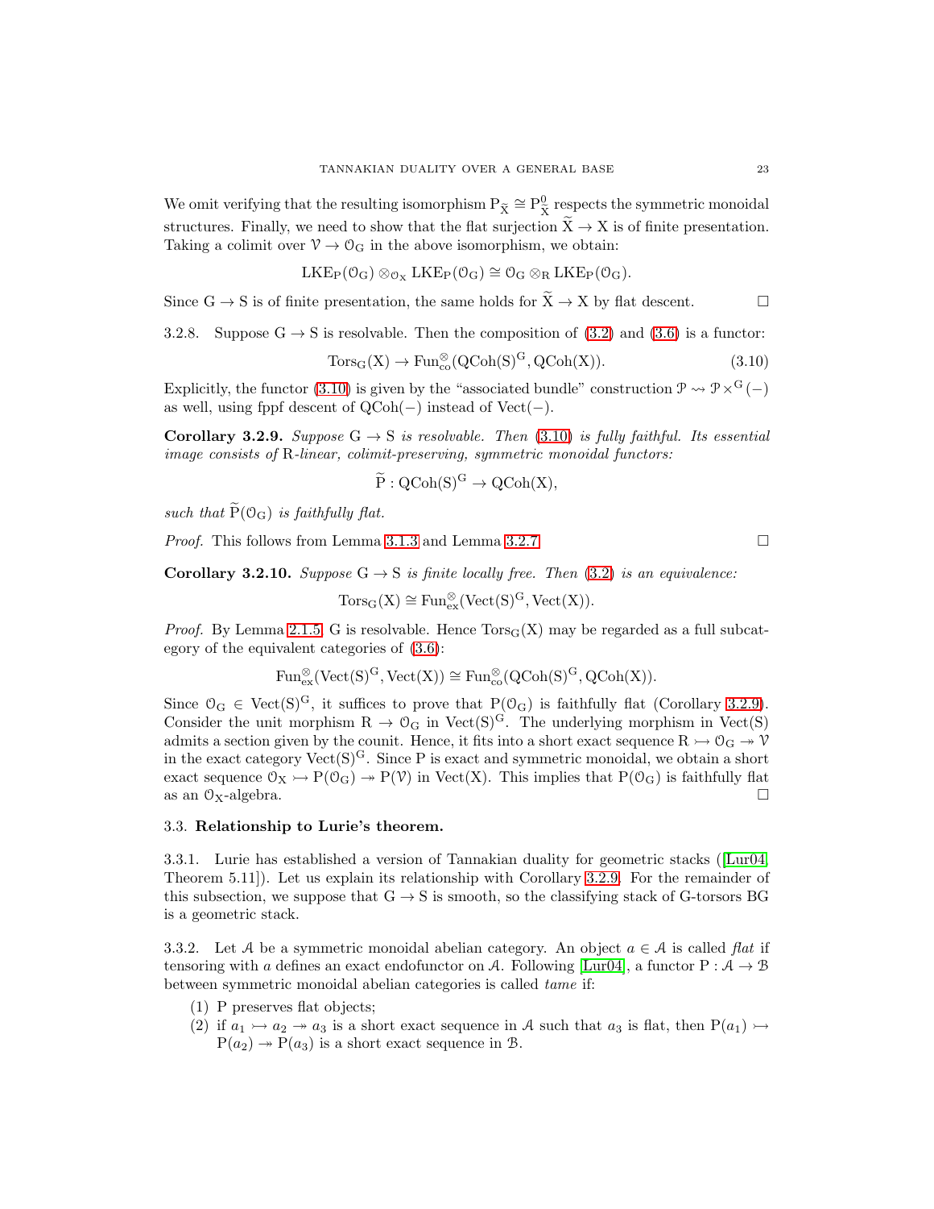We omit verifying that the resulting isomorphism $\mathrm{P}_{\widetilde{\mathrm{X}}} \cong \mathrm{P}^0_{\widetilde{\mathrm{X}}}$ respects the symmetric monoidal structures. Finally, we need to show that the flat surjection $\widetilde{\mathrm{X}} \to \mathrm{X}$ is of finite presentation. Taking a colimit over $\mathcal{V} \to \mathcal{O}_{\mathrm{G}}$ in the above isomorphism, we obtain:

$$\mathrm{LKE}_{\mathrm{P}}(\mathcal{O}_{\mathrm{G}}) \otimes_{\mathcal{O}_{\mathrm{X}}} \mathrm{LKE}_{\mathrm{P}}(\mathcal{O}_{\mathrm{G}}) \cong \mathcal{O}_{\mathrm{G}} \otimes_{\mathrm{R}} \mathrm{LKE}_{\mathrm{P}}(\mathcal{O}_{\mathrm{G}}).$$

Since $\mathrm{G} \to \mathrm{S}$ is of finite presentation, the same holds for $\widetilde{\mathrm{X}} \to \mathrm{X}$ by flat descent. □

3.2.8. Suppose $\mathrm{G} \to \mathrm{S}$ is resolvable. Then the composition of (3.2) and (3.6) is a functor:

$$\mathrm{Tors}_{\mathrm{G}}(\mathrm{X}) \to \mathrm{Fun}^{\otimes}_{\mathrm{co}}(\mathrm{QCoh}(\mathrm{S})^{\mathrm{G}}, \mathrm{QCoh}(\mathrm{X})). \tag{3.10}$$

Explicitly, the functor (3.10) is given by the "associated bundle" construction $\mathcal{P} \rightsquigarrow \mathcal{P} \times^{\mathrm{G}} (-)$ as well, using fppf descent of $\mathrm{QCoh}(-)$ instead of $\mathrm{Vect}(-)$.

**Corollary 3.2.9.** *Suppose* $\mathrm{G} \to \mathrm{S}$ *is resolvable. Then* (3.10) *is fully faithful. Its essential image consists of* $\mathrm{R}$*-linear, colimit-preserving, symmetric monoidal functors:*

$$\widetilde{\mathrm{P}} : \mathrm{QCoh}(\mathrm{S})^{\mathrm{G}} \to \mathrm{QCoh}(\mathrm{X}),$$

*such that* $\widetilde{\mathrm{P}}(\mathcal{O}_{\mathrm{G}})$ *is faithfully flat.*

*Proof.* This follows from Lemma 3.1.3 and Lemma 3.2.7. □

**Corollary 3.2.10.** *Suppose* $\mathrm{G} \to \mathrm{S}$ *is finite locally free. Then* (3.2) *is an equivalence:*

$$\mathrm{Tors}_{\mathrm{G}}(\mathrm{X}) \cong \mathrm{Fun}^{\otimes}_{\mathrm{ex}}(\mathrm{Vect}(\mathrm{S})^{\mathrm{G}}, \mathrm{Vect}(\mathrm{X})).$$

*Proof.* By Lemma 2.1.5, $\mathrm{G}$ is resolvable. Hence $\mathrm{Tors}_{\mathrm{G}}(\mathrm{X})$ may be regarded as a full subcategory of the equivalent categories of (3.6):

$$\mathrm{Fun}^{\otimes}_{\mathrm{ex}}(\mathrm{Vect}(\mathrm{S})^{\mathrm{G}}, \mathrm{Vect}(\mathrm{X})) \cong \mathrm{Fun}^{\otimes}_{\mathrm{co}}(\mathrm{QCoh}(\mathrm{S})^{\mathrm{G}}, \mathrm{QCoh}(\mathrm{X})).$$

Since $\mathcal{O}_{\mathrm{G}} \in \mathrm{Vect}(\mathrm{S})^{\mathrm{G}}$, it suffices to prove that $\mathrm{P}(\mathcal{O}_{\mathrm{G}})$ is faithfully flat (Corollary 3.2.9). Consider the unit morphism $\mathrm{R} \to \mathcal{O}_{\mathrm{G}}$ in $\mathrm{Vect}(\mathrm{S})^{\mathrm{G}}$. The underlying morphism in $\mathrm{Vect}(\mathrm{S})$ admits a section given by the counit. Hence, it fits into a short exact sequence $\mathrm{R} \rightarrowtail \mathcal{O}_{\mathrm{G}} \twoheadrightarrow \mathcal{V}$ in the exact category $\mathrm{Vect}(\mathrm{S})^{\mathrm{G}}$. Since $\mathrm{P}$ is exact and symmetric monoidal, we obtain a short exact sequence $\mathcal{O}_{\mathrm{X}} \rightarrowtail \mathrm{P}(\mathcal{O}_{\mathrm{G}}) \twoheadrightarrow \mathrm{P}(\mathcal{V})$ in $\mathrm{Vect}(\mathrm{X})$. This implies that $\mathrm{P}(\mathcal{O}_{\mathrm{G}})$ is faithfully flat as an $\mathcal{O}_{\mathrm{X}}$-algebra. □

### 3.3. Relationship to Lurie's theorem.

3.3.1. Lurie has established a version of Tannakian duality for geometric stacks ([Lur04, Theorem 5.11]). Let us explain its relationship with Corollary 3.2.9. For the remainder of this subsection, we suppose that $\mathrm{G} \to \mathrm{S}$ is smooth, so the classifying stack of $\mathrm{G}$-torsors $\mathrm{BG}$ is a geometric stack.

3.3.2. Let $\mathcal{A}$ be a symmetric monoidal abelian category. An object $a \in \mathcal{A}$ is called *flat* if tensoring with $a$ defines an exact endofunctor on $\mathcal{A}$. Following [Lur04], a functor $\mathrm{P} : \mathcal{A} \to \mathcal{B}$ between symmetric monoidal abelian categories is called *tame* if:

1. $\mathrm{P}$ preserves flat objects;
2. if $a_1 \rightarrowtail a_2 \twoheadrightarrow a_3$ is a short exact sequence in $\mathcal{A}$ such that $a_3$ is flat, then $\mathrm{P}(a_1) \rightarrowtail \mathrm{P}(a_2) \twoheadrightarrow \mathrm{P}(a_3)$ is a short exact sequence in $\mathcal{B}$.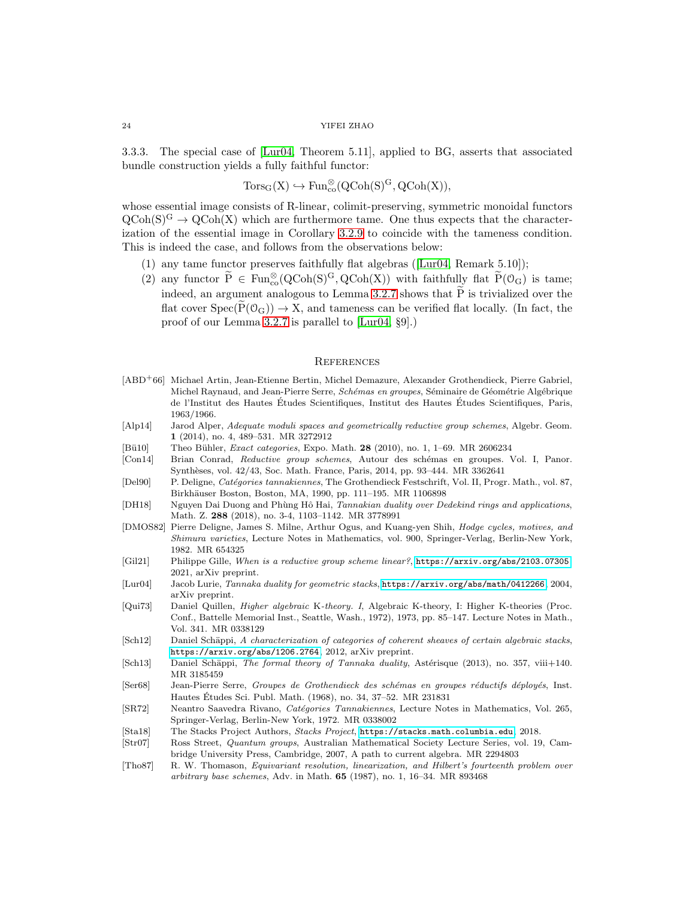3.3.3. The special case of [Lur04, Theorem 5.11], applied to BG, asserts that associated bundle construction yields a fully faithful functor:

$$\mathrm{Tors}_{\mathrm{G}}(\mathrm{X}) \hookrightarrow \mathrm{Fun}^{\otimes}_{\mathrm{co}}(\mathrm{QCoh}(\mathrm{S})^{\mathrm{G}}, \mathrm{QCoh}(\mathrm{X})),$$

whose essential image consists of R-linear, colimit-preserving, symmetric monoidal functors $\mathrm{QCoh}(\mathrm{S})^{\mathrm{G}} \to \mathrm{QCoh}(\mathrm{X})$ which are furthermore tame. One thus expects that the characterization of the essential image in Corollary 3.2.9 to coincide with the tameness condition. This is indeed the case, and follows from the observations below:

1. any tame functor preserves faithfully flat algebras ([Lur04, Remark 5.10]);
2. any functor $\widetilde{\mathrm{P}} \in \mathrm{Fun}^{\otimes}_{\mathrm{co}}(\mathrm{QCoh}(\mathrm{S})^{\mathrm{G}}, \mathrm{QCoh}(\mathrm{X}))$ with faithfully flat $\widetilde{\mathrm{P}}(\mathcal{O}_{\mathrm{G}})$ is tame; indeed, an argument analogous to Lemma 3.2.7 shows that $\widetilde{\mathrm{P}}$ is trivialized over the flat cover $\mathrm{Spec}(\widetilde{\mathrm{P}}(\mathcal{O}_{\mathrm{G}})) \to \mathrm{X}$, and tameness can be verified flat locally. (In fact, the proof of our Lemma 3.2.7 is parallel to [Lur04, §9].)

## References

[ABD+66] Michael Artin, Jean-Etienne Bertin, Michel Demazure, Alexander Grothendieck, Pierre Gabriel, Michel Raynaud, and Jean-Pierre Serre, *Schémas en groupes*, Séminaire de Géométrie Algébrique de l'Institut des Hautes Études Scientifiques, Institut des Hautes Études Scientifiques, Paris, 1963/1966.

[Alp14] Jarod Alper, *Adequate moduli spaces and geometrically reductive group schemes*, Algebr. Geom. **1** (2014), no. 4, 489–531. MR 3272912

[Bü10] Theo Bühler, *Exact categories*, Expo. Math. **28** (2010), no. 1, 1–69. MR 2606234

[Con14] Brian Conrad, *Reductive group schemes*, Autour des schémas en groupes. Vol. I, Panor. Synthèses, vol. 42/43, Soc. Math. France, Paris, 2014, pp. 93–444. MR 3362641

[Del90] P. Deligne, *Catégories tannakiennes*, The Grothendieck Festschrift, Vol. II, Progr. Math., vol. 87, Birkhäuser Boston, Boston, MA, 1990, pp. 111–195. MR 1106898

[DH18] Nguyen Dai Duong and Phùng Hô Hai, *Tannakian duality over Dedekind rings and applications*, Math. Z. **288** (2018), no. 3-4, 1103–1142. MR 3778991

[DMOS82] Pierre Deligne, James S. Milne, Arthur Ogus, and Kuang-yen Shih, *Hodge cycles, motives, and Shimura varieties*, Lecture Notes in Mathematics, vol. 900, Springer-Verlag, Berlin-New York, 1982. MR 654325

[Gil21] Philippe Gille, *When is a reductive group scheme linear?*, https://arxiv.org/abs/2103.07305, 2021, arXiv preprint.

[Lur04] Jacob Lurie, *Tannaka duality for geometric stacks*, https://arxiv.org/abs/math/0412266, 2004, arXiv preprint.

[Qui73] Daniel Quillen, *Higher algebraic K-theory. I*, Algebraic K-theory, I: Higher K-theories (Proc. Conf., Battelle Memorial Inst., Seattle, Wash., 1972), 1973, pp. 85–147. Lecture Notes in Math., Vol. 341. MR 0338129

[Sch12] Daniel Schäppi, *A characterization of categories of coherent sheaves of certain algebraic stacks*, https://arxiv.org/abs/1206.2764, 2012, arXiv preprint.

[Sch13] Daniel Schäppi, *The formal theory of Tannaka duality*, Astérisque (2013), no. 357, viii+140. MR 3185459

[Ser68] Jean-Pierre Serre, *Groupes de Grothendieck des schémas en groupes réductifs déployés*, Inst. Hautes Études Sci. Publ. Math. (1968), no. 34, 37–52. MR 231831

[SR72] Neantro Saavedra Rivano, *Catégories Tannakiennes*, Lecture Notes in Mathematics, Vol. 265, Springer-Verlag, Berlin-New York, 1972. MR 0338002

[Sta18] The Stacks Project Authors, *Stacks Project*, https://stacks.math.columbia.edu, 2018.

[Str07] Ross Street, *Quantum groups*, Australian Mathematical Society Lecture Series, vol. 19, Cambridge University Press, Cambridge, 2007, A path to current algebra. MR 2294803

[Tho87] R. W. Thomason, *Equivariant resolution, linearization, and Hilbert's fourteenth problem over arbitrary base schemes*, Adv. in Math. **65** (1987), no. 1, 16–34. MR 893468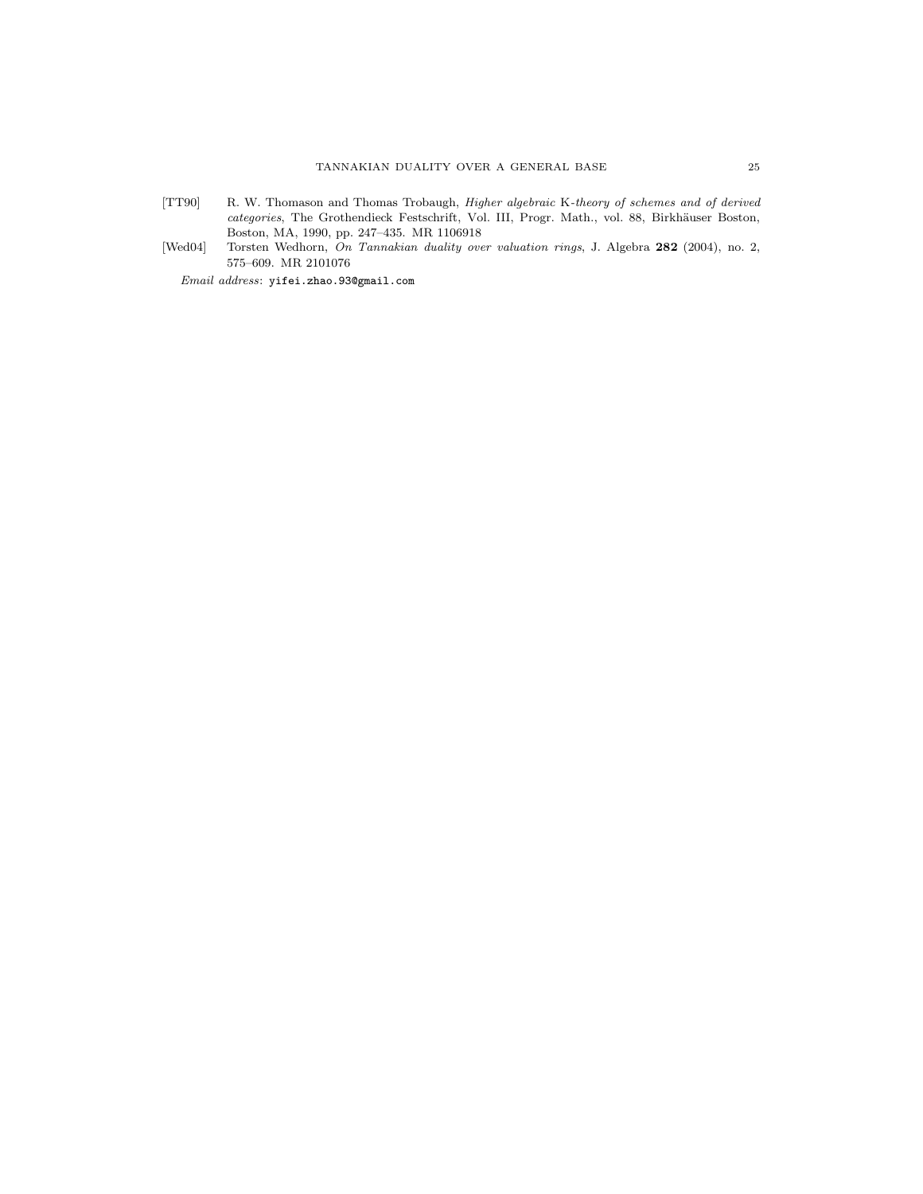[TT90] R. W. Thomason and Thomas Trobaugh, *Higher algebraic* K*-theory of schemes and of derived categories*, The Grothendieck Festschrift, Vol. III, Progr. Math., vol. 88, Birkhäuser Boston, Boston, MA, 1990, pp. 247–435. MR 1106918

[Wed04] Torsten Wedhorn, *On Tannakian duality over valuation rings*, J. Algebra **282** (2004), no. 2, 575–609. MR 2101076

*Email address*: `yifei.zhao.93@gmail.com`